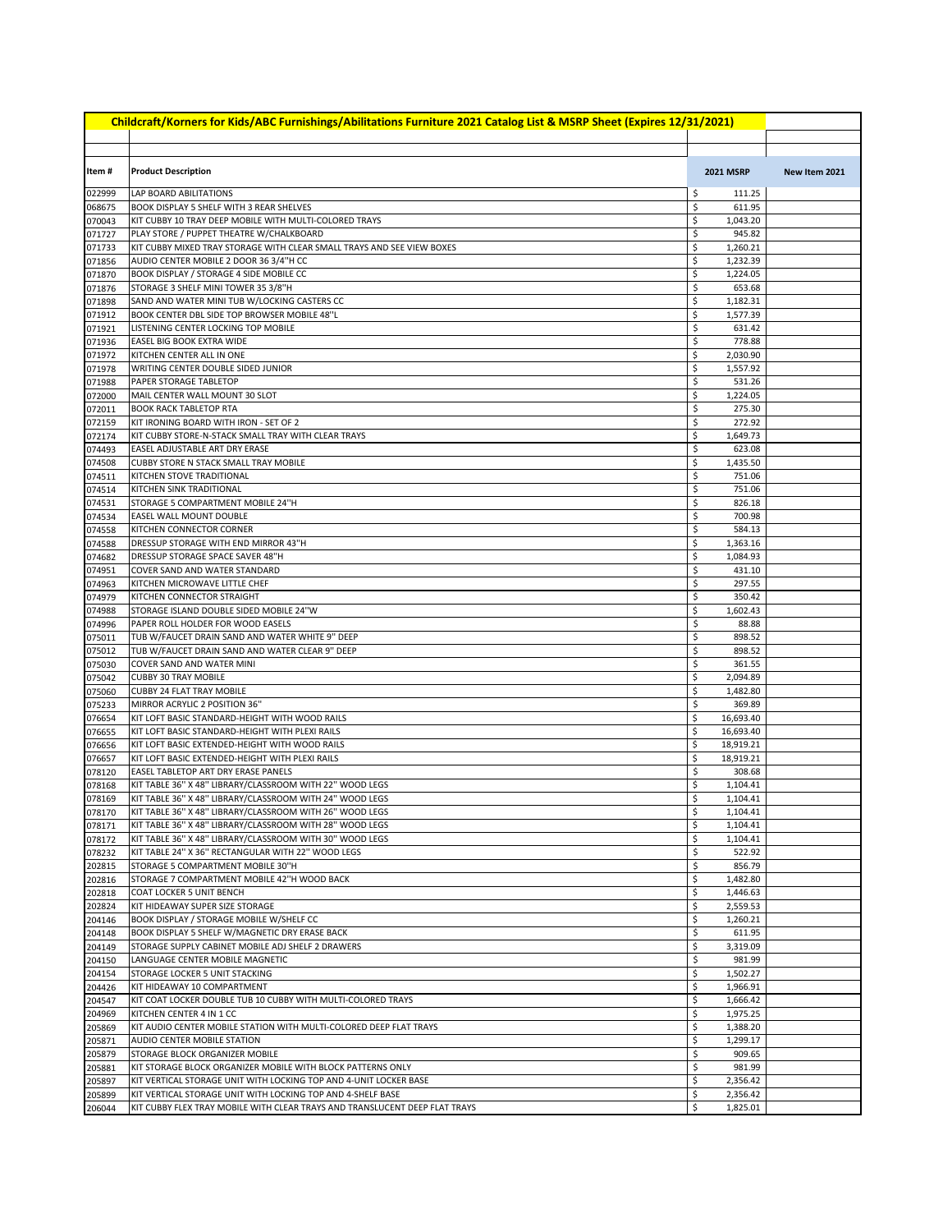## Childcraft/Korners for Kids/ABC Furnishings/Abilitations Furniture 2021 Catalog List & MSRP Sheet (Expires 12/31/2021)

| Item # | Product Description | 2021 MSRP | New Item 2021 |
|---|---|---|---|
| 022999 | LAP BOARD ABILITATIONS | $ 111.25 | |
| 068675 | BOOK DISPLAY 5 SHELF WITH 3 REAR SHELVES | $ 611.95 | |
| 070043 | KIT CUBBY 10 TRAY DEEP MOBILE WITH MULTI-COLORED TRAYS | $ 1,043.20 | |
| 071727 | PLAY STORE / PUPPET THEATRE W/CHALKBOARD | $ 945.82 | |
| 071733 | KIT CUBBY MIXED TRAY STORAGE WITH CLEAR SMALL TRAYS AND SEE VIEW BOXES | $ 1,260.21 | |
| 071856 | AUDIO CENTER MOBILE 2 DOOR 36 3/4"H CC | $ 1,232.39 | |
| 071870 | BOOK DISPLAY / STORAGE 4 SIDE MOBILE CC | $ 1,224.05 | |
| 071876 | STORAGE 3 SHELF MINI TOWER 35 3/8"H | $ 653.68 | |
| 071898 | SAND AND WATER MINI TUB W/LOCKING CASTERS CC | $ 1,182.31 | |
| 071912 | BOOK CENTER DBL SIDE TOP BROWSER MOBILE 48"L | $ 1,577.39 | |
| 071921 | LISTENING CENTER LOCKING TOP MOBILE | $ 631.42 | |
| 071936 | EASEL BIG BOOK EXTRA WIDE | $ 778.88 | |
| 071972 | KITCHEN CENTER ALL IN ONE | $ 2,030.90 | |
| 071978 | WRITING CENTER DOUBLE SIDED JUNIOR | $ 1,557.92 | |
| 071988 | PAPER STORAGE TABLETOP | $ 531.26 | |
| 072000 | MAIL CENTER WALL MOUNT 30 SLOT | $ 1,224.05 | |
| 072011 | BOOK RACK TABLETOP RTA | $ 275.30 | |
| 072159 | KIT IRONING BOARD WITH IRON - SET OF 2 | $ 272.92 | |
| 072174 | KIT CUBBY STORE-N-STACK SMALL TRAY WITH CLEAR TRAYS | $ 1,649.73 | |
| 074493 | EASEL ADJUSTABLE ART DRY ERASE | $ 623.08 | |
| 074508 | CUBBY STORE N STACK SMALL TRAY MOBILE | $ 1,435.50 | |
| 074511 | KITCHEN STOVE TRADITIONAL | $ 751.06 | |
| 074514 | KITCHEN SINK TRADITIONAL | $ 751.06 | |
| 074531 | STORAGE 5 COMPARTMENT MOBILE 24"H | $ 826.18 | |
| 074534 | EASEL WALL MOUNT DOUBLE | $ 700.98 | |
| 074558 | KITCHEN CONNECTOR CORNER | $ 584.13 | |
| 074588 | DRESSUP STORAGE WITH END MIRROR 43"H | $ 1,363.16 | |
| 074682 | DRESSUP STORAGE SPACE SAVER 48"H | $ 1,084.93 | |
| 074951 | COVER SAND AND WATER STANDARD | $ 431.10 | |
| 074963 | KITCHEN MICROWAVE LITTLE CHEF | $ 297.55 | |
| 074979 | KITCHEN CONNECTOR STRAIGHT | $ 350.42 | |
| 074988 | STORAGE ISLAND DOUBLE SIDED MOBILE 24"W | $ 1,602.43 | |
| 074996 | PAPER ROLL HOLDER FOR WOOD EASELS | $ 88.88 | |
| 075011 | TUB W/FAUCET DRAIN SAND AND WATER WHITE 9" DEEP | $ 898.52 | |
| 075012 | TUB W/FAUCET DRAIN SAND AND WATER CLEAR 9" DEEP | $ 898.52 | |
| 075030 | COVER SAND AND WATER MINI | $ 361.55 | |
| 075042 | CUBBY 30 TRAY MOBILE | $ 2,094.89 | |
| 075060 | CUBBY 24 FLAT TRAY MOBILE | $ 1,482.80 | |
| 075233 | MIRROR ACRYLIC 2 POSITION 36" | $ 369.89 | |
| 076654 | KIT LOFT BASIC STANDARD-HEIGHT WITH WOOD RAILS | $ 16,693.40 | |
| 076655 | KIT LOFT BASIC STANDARD-HEIGHT WITH PLEXI RAILS | $ 16,693.40 | |
| 076656 | KIT LOFT BASIC EXTENDED-HEIGHT WITH WOOD RAILS | $ 18,919.21 | |
| 076657 | KIT LOFT BASIC EXTENDED-HEIGHT WITH PLEXI RAILS | $ 18,919.21 | |
| 078120 | EASEL TABLETOP ART DRY ERASE PANELS | $ 308.68 | |
| 078168 | KIT TABLE 36" X 48" LIBRARY/CLASSROOM WITH 22" WOOD LEGS | $ 1,104.41 | |
| 078169 | KIT TABLE 36" X 48" LIBRARY/CLASSROOM WITH 24" WOOD LEGS | $ 1,104.41 | |
| 078170 | KIT TABLE 36" X 48" LIBRARY/CLASSROOM WITH 26" WOOD LEGS | $ 1,104.41 | |
| 078171 | KIT TABLE 36" X 48" LIBRARY/CLASSROOM WITH 28" WOOD LEGS | $ 1,104.41 | |
| 078172 | KIT TABLE 36" X 48" LIBRARY/CLASSROOM WITH 30" WOOD LEGS | $ 1,104.41 | |
| 078232 | KIT TABLE 24" X 36" RECTANGULAR WITH 22" WOOD LEGS | $ 522.92 | |
| 202815 | STORAGE 5 COMPARTMENT MOBILE 30"H | $ 856.79 | |
| 202816 | STORAGE 7 COMPARTMENT MOBILE 42"H WOOD BACK | $ 1,482.80 | |
| 202818 | COAT LOCKER 5 UNIT BENCH | $ 1,446.63 | |
| 202824 | KIT HIDEAWAY SUPER SIZE STORAGE | $ 2,559.53 | |
| 204146 | BOOK DISPLAY / STORAGE MOBILE W/SHELF CC | $ 1,260.21 | |
| 204148 | BOOK DISPLAY 5 SHELF W/MAGNETIC DRY ERASE BACK | $ 611.95 | |
| 204149 | STORAGE SUPPLY CABINET MOBILE ADJ SHELF 2 DRAWERS | $ 3,319.09 | |
| 204150 | LANGUAGE CENTER MOBILE MAGNETIC | $ 981.99 | |
| 204154 | STORAGE LOCKER 5 UNIT STACKING | $ 1,502.27 | |
| 204426 | KIT HIDEAWAY 10 COMPARTMENT | $ 1,966.91 | |
| 204547 | KIT COAT LOCKER DOUBLE TUB 10 CUBBY WITH MULTI-COLORED TRAYS | $ 1,666.42 | |
| 204969 | KITCHEN CENTER 4 IN 1 CC | $ 1,975.25 | |
| 205869 | KIT AUDIO CENTER MOBILE STATION WITH MULTI-COLORED DEEP FLAT TRAYS | $ 1,388.20 | |
| 205871 | AUDIO CENTER MOBILE STATION | $ 1,299.17 | |
| 205879 | STORAGE BLOCK ORGANIZER MOBILE | $ 909.65 | |
| 205881 | KIT STORAGE BLOCK ORGANIZER MOBILE WITH BLOCK PATTERNS ONLY | $ 981.99 | |
| 205897 | KIT VERTICAL STORAGE UNIT WITH LOCKING TOP AND 4-UNIT LOCKER BASE | $ 2,356.42 | |
| 205899 | KIT VERTICAL STORAGE UNIT WITH LOCKING TOP AND 4-SHELF BASE | $ 2,356.42 | |
| 206044 | KIT CUBBY FLEX TRAY MOBILE WITH CLEAR TRAYS AND TRANSLUCENT DEEP FLAT TRAYS | $ 1,825.01 | |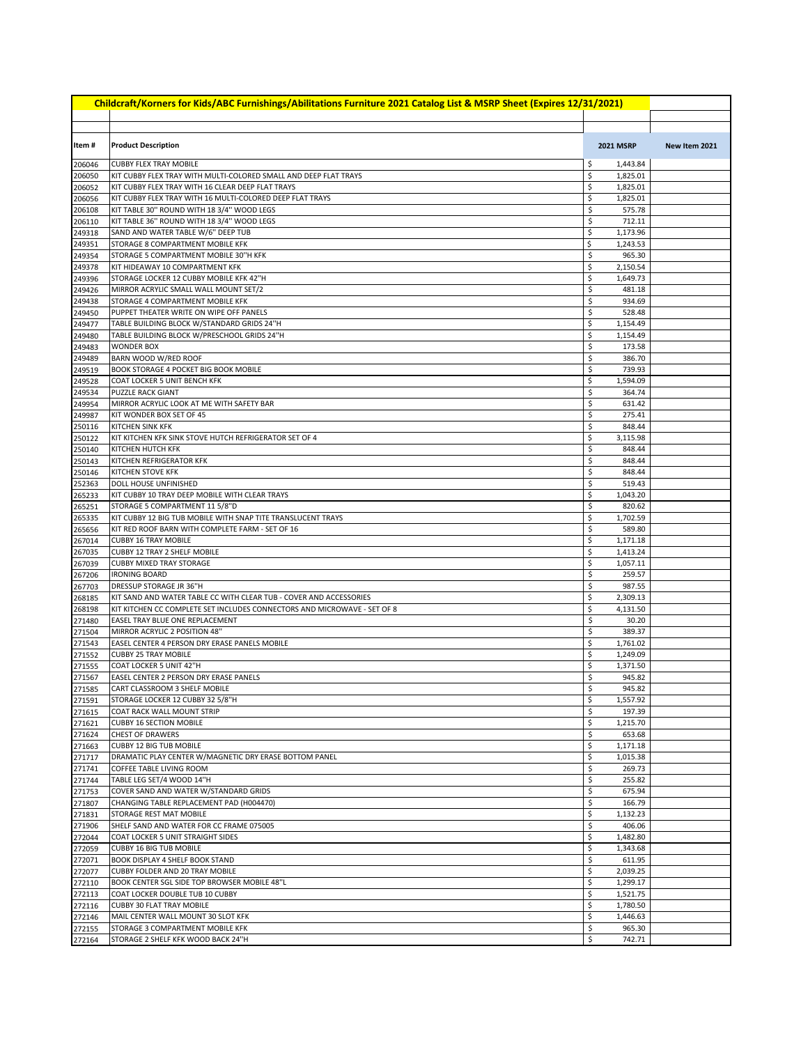| Childcraft/Korners for Kids/ABC Furnishings/Abilitations Furniture 2021 Catalog List & MSRP Sheet (Expires 12/31/2021) | | | |
|---|---|---|---|
| | | | |
| **Item #** | **Product Description** | **2021 MSRP** | **New Item 2021** |
| 206046 | CUBBY FLEX TRAY MOBILE | $ 1,443.84 | |
| 206050 | KIT CUBBY FLEX TRAY WITH MULTI-COLORED SMALL AND DEEP FLAT TRAYS | $ 1,825.01 | |
| 206052 | KIT CUBBY FLEX TRAY WITH 16 CLEAR DEEP FLAT TRAYS | $ 1,825.01 | |
| 206056 | KIT CUBBY FLEX TRAY WITH 16 MULTI-COLORED DEEP FLAT TRAYS | $ 1,825.01 | |
| 206108 | KIT TABLE 30" ROUND WITH 18 3/4" WOOD LEGS | $ 575.78 | |
| 206110 | KIT TABLE 36" ROUND WITH 18 3/4" WOOD LEGS | $ 712.11 | |
| 249318 | SAND AND WATER TABLE W/6" DEEP TUB | $ 1,173.96 | |
| 249351 | STORAGE 8 COMPARTMENT MOBILE KFK | $ 1,243.53 | |
| 249354 | STORAGE 5 COMPARTMENT MOBILE 30"H KFK | $ 965.30 | |
| 249378 | KIT HIDEAWAY 10 COMPARTMENT KFK | $ 2,150.54 | |
| 249396 | STORAGE LOCKER 12 CUBBY MOBILE KFK 42"H | $ 1,649.73 | |
| 249426 | MIRROR ACRYLIC SMALL WALL MOUNT SET/2 | $ 481.18 | |
| 249438 | STORAGE 4 COMPARTMENT MOBILE KFK | $ 934.69 | |
| 249450 | PUPPET THEATER WRITE ON WIPE OFF PANELS | $ 528.48 | |
| 249477 | TABLE BUILDING BLOCK W/STANDARD GRIDS 24"H | $ 1,154.49 | |
| 249480 | TABLE BUILDING BLOCK W/PRESCHOOL GRIDS 24"H | $ 1,154.49 | |
| 249483 | WONDER BOX | $ 173.58 | |
| 249489 | BARN WOOD W/RED ROOF | $ 386.70 | |
| 249519 | BOOK STORAGE 4 POCKET BIG BOOK MOBILE | $ 739.93 | |
| 249528 | COAT LOCKER 5 UNIT BENCH KFK | $ 1,594.09 | |
| 249534 | PUZZLE RACK GIANT | $ 364.74 | |
| 249954 | MIRROR ACRYLIC LOOK AT ME WITH SAFETY BAR | $ 631.42 | |
| 249987 | KIT WONDER BOX SET OF 45 | $ 275.41 | |
| 250116 | KITCHEN SINK KFK | $ 848.44 | |
| 250122 | KIT KITCHEN KFK SINK STOVE HUTCH REFRIGERATOR SET OF 4 | $ 3,115.98 | |
| 250140 | KITCHEN HUTCH KFK | $ 848.44 | |
| 250143 | KITCHEN REFRIGERATOR KFK | $ 848.44 | |
| 250146 | KITCHEN STOVE KFK | $ 848.44 | |
| 252363 | DOLL HOUSE UNFINISHED | $ 519.43 | |
| 265233 | KIT CUBBY 10 TRAY DEEP MOBILE WITH CLEAR TRAYS | $ 1,043.20 | |
| 265251 | STORAGE 5 COMPARTMENT 11 5/8"D | $ 820.62 | |
| 265335 | KIT CUBBY 12 BIG TUB MOBILE WITH SNAP TITE TRANSLUCENT TRAYS | $ 1,702.59 | |
| 265656 | KIT RED ROOF BARN WITH COMPLETE FARM - SET OF 16 | $ 589.80 | |
| 267014 | CUBBY 16 TRAY MOBILE | $ 1,171.18 | |
| 267035 | CUBBY 12 TRAY 2 SHELF MOBILE | $ 1,413.24 | |
| 267039 | CUBBY MIXED TRAY STORAGE | $ 1,057.11 | |
| 267206 | IRONING BOARD | $ 259.57 | |
| 267703 | DRESSUP STORAGE JR 36"H | $ 987.55 | |
| 268185 | KIT SAND AND WATER TABLE CC WITH CLEAR TUB - COVER AND ACCESSORIES | $ 2,309.13 | |
| 268198 | KIT KITCHEN CC COMPLETE SET INCLUDES CONNECTORS AND MICROWAVE - SET OF 8 | $ 4,131.50 | |
| 271480 | EASEL TRAY BLUE ONE REPLACEMENT | $ 30.20 | |
| 271504 | MIRROR ACRYLIC 2 POSITION 48" | $ 389.37 | |
| 271543 | EASEL CENTER 4 PERSON DRY ERASE PANELS MOBILE | $ 1,761.02 | |
| 271552 | CUBBY 25 TRAY MOBILE | $ 1,249.09 | |
| 271555 | COAT LOCKER 5 UNIT 42"H | $ 1,371.50 | |
| 271567 | EASEL CENTER 2 PERSON DRY ERASE PANELS | $ 945.82 | |
| 271585 | CART CLASSROOM 3 SHELF MOBILE | $ 945.82 | |
| 271591 | STORAGE LOCKER 12 CUBBY 32 5/8"H | $ 1,557.92 | |
| 271615 | COAT RACK WALL MOUNT STRIP | $ 197.39 | |
| 271621 | CUBBY 16 SECTION MOBILE | $ 1,215.70 | |
| 271624 | CHEST OF DRAWERS | $ 653.68 | |
| 271663 | CUBBY 12 BIG TUB MOBILE | $ 1,171.18 | |
| 271717 | DRAMATIC PLAY CENTER W/MAGNETIC DRY ERASE BOTTOM PANEL | $ 1,015.38 | |
| 271741 | COFFEE TABLE LIVING ROOM | $ 269.73 | |
| 271744 | TABLE LEG SET/4 WOOD 14"H | $ 255.82 | |
| 271753 | COVER SAND AND WATER W/STANDARD GRIDS | $ 675.94 | |
| 271807 | CHANGING TABLE REPLACEMENT PAD (H004470) | $ 166.79 | |
| 271831 | STORAGE REST MAT MOBILE | $ 1,132.23 | |
| 271906 | SHELF SAND AND WATER FOR CC FRAME 075005 | $ 406.06 | |
| 272044 | COAT LOCKER 5 UNIT STRAIGHT SIDES | $ 1,482.80 | |
| 272059 | CUBBY 16 BIG TUB MOBILE | $ 1,343.68 | |
| 272071 | BOOK DISPLAY 4 SHELF BOOK STAND | $ 611.95 | |
| 272077 | CUBBY FOLDER AND 20 TRAY MOBILE | $ 2,039.25 | |
| 272110 | BOOK CENTER SGL SIDE TOP BROWSER MOBILE 48"L | $ 1,299.17 | |
| 272113 | COAT LOCKER DOUBLE TUB 10 CUBBY | $ 1,521.75 | |
| 272116 | CUBBY 30 FLAT TRAY MOBILE | $ 1,780.50 | |
| 272146 | MAIL CENTER WALL MOUNT 30 SLOT KFK | $ 1,446.63 | |
| 272155 | STORAGE 3 COMPARTMENT MOBILE KFK | $ 965.30 | |
| 272164 | STORAGE 2 SHELF KFK WOOD BACK 24"H | $ 742.71 | |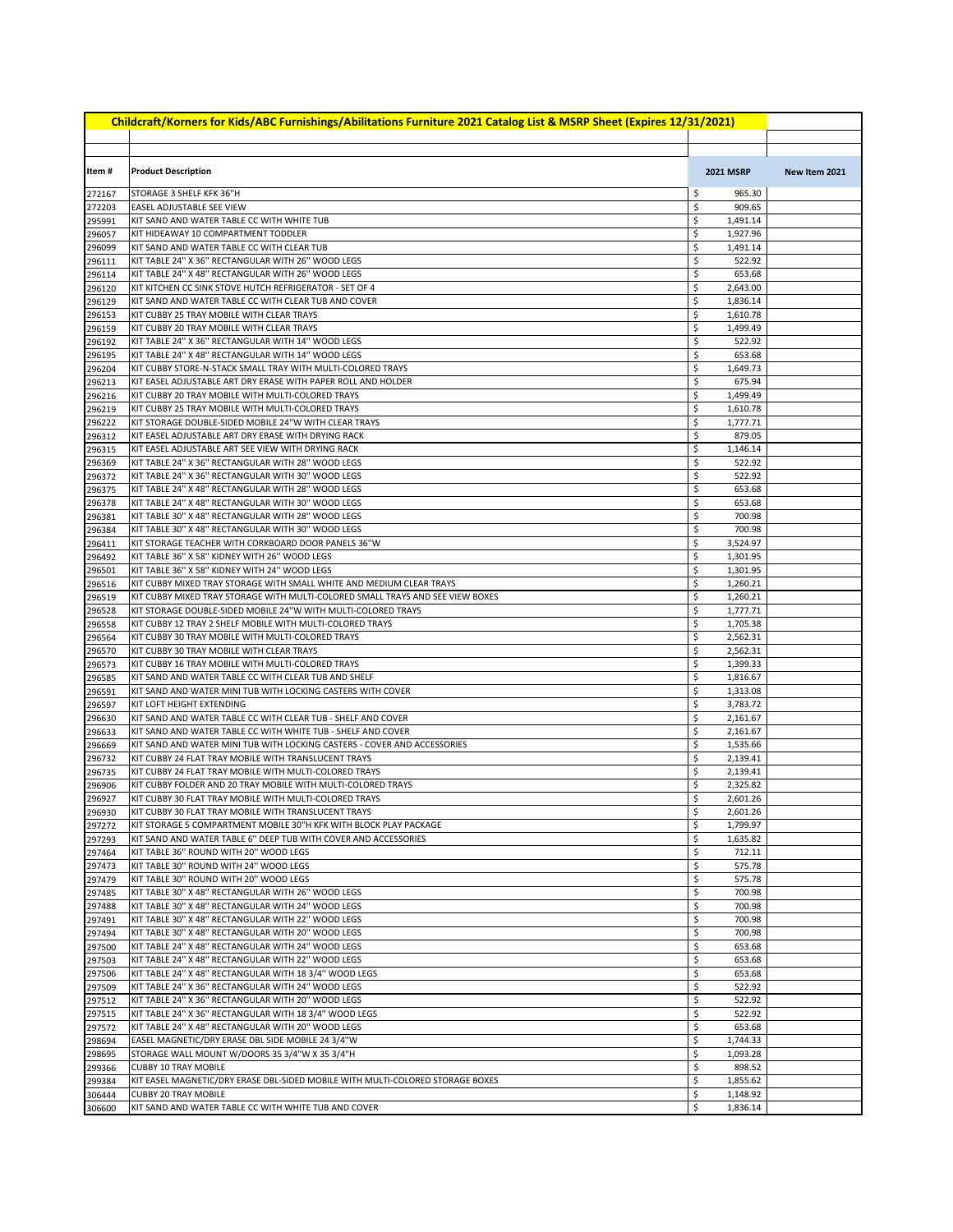# Childcraft/Korners for Kids/ABC Furnishings/Abilitations Furniture 2021 Catalog List & MSRP Sheet (Expires 12/31/2021)

| Item # | Product Description | 2021 MSRP | New Item 2021 |
|---|---|---|---|
| 272167 | STORAGE 3 SHELF KFK 36"H | $ 965.30 | |
| 272203 | EASEL ADJUSTABLE SEE VIEW | $ 909.65 | |
| 295991 | KIT SAND AND WATER TABLE CC WITH WHITE TUB | $ 1,491.14 | |
| 296057 | KIT HIDEAWAY 10 COMPARTMENT TODDLER | $ 1,927.96 | |
| 296099 | KIT SAND AND WATER TABLE CC WITH CLEAR TUB | $ 1,491.14 | |
| 296111 | KIT TABLE 24" X 36" RECTANGULAR WITH 26" WOOD LEGS | $ 522.92 | |
| 296114 | KIT TABLE 24" X 48" RECTANGULAR WITH 26" WOOD LEGS | $ 653.68 | |
| 296120 | KIT KITCHEN CC SINK STOVE HUTCH REFRIGERATOR - SET OF 4 | $ 2,643.00 | |
| 296129 | KIT SAND AND WATER TABLE CC WITH CLEAR TUB AND COVER | $ 1,836.14 | |
| 296153 | KIT CUBBY 25 TRAY MOBILE WITH CLEAR TRAYS | $ 1,610.78 | |
| 296159 | KIT CUBBY 20 TRAY MOBILE WITH CLEAR TRAYS | $ 1,499.49 | |
| 296192 | KIT TABLE 24" X 36" RECTANGULAR WITH 14" WOOD LEGS | $ 522.92 | |
| 296195 | KIT TABLE 24" X 48" RECTANGULAR WITH 14" WOOD LEGS | $ 653.68 | |
| 296204 | KIT CUBBY STORE-N-STACK SMALL TRAY WITH MULTI-COLORED TRAYS | $ 1,649.73 | |
| 296213 | KIT EASEL ADJUSTABLE ART DRY ERASE WITH PAPER ROLL AND HOLDER | $ 675.94 | |
| 296216 | KIT CUBBY 20 TRAY MOBILE WITH MULTI-COLORED TRAYS | $ 1,499.49 | |
| 296219 | KIT CUBBY 25 TRAY MOBILE WITH MULTI-COLORED TRAYS | $ 1,610.78 | |
| 296222 | KIT STORAGE DOUBLE-SIDED MOBILE 24"W WITH CLEAR TRAYS | $ 1,777.71 | |
| 296312 | KIT EASEL ADJUSTABLE ART DRY ERASE WITH DRYING RACK | $ 879.05 | |
| 296315 | KIT EASEL ADJUSTABLE ART SEE VIEW WITH DRYING RACK | $ 1,146.14 | |
| 296369 | KIT TABLE 24" X 36" RECTANGULAR WITH 28" WOOD LEGS | $ 522.92 | |
| 296372 | KIT TABLE 24" X 36" RECTANGULAR WITH 30" WOOD LEGS | $ 522.92 | |
| 296375 | KIT TABLE 24" X 48" RECTANGULAR WITH 28" WOOD LEGS | $ 653.68 | |
| 296378 | KIT TABLE 24" X 48" RECTANGULAR WITH 30" WOOD LEGS | $ 653.68 | |
| 296381 | KIT TABLE 30" X 48" RECTANGULAR WITH 28" WOOD LEGS | $ 700.98 | |
| 296384 | KIT TABLE 30" X 48" RECTANGULAR WITH 30" WOOD LEGS | $ 700.98 | |
| 296411 | KIT STORAGE TEACHER WITH CORKBOARD DOOR PANELS 36"W | $ 3,524.97 | |
| 296492 | KIT TABLE 36" X 58" KIDNEY WITH 26" WOOD LEGS | $ 1,301.95 | |
| 296501 | KIT TABLE 36" X 58" KIDNEY WITH 24" WOOD LEGS | $ 1,301.95 | |
| 296516 | KIT CUBBY MIXED TRAY STORAGE WITH SMALL WHITE AND MEDIUM CLEAR TRAYS | $ 1,260.21 | |
| 296519 | KIT CUBBY MIXED TRAY STORAGE WITH MULTI-COLORED SMALL TRAYS AND SEE VIEW BOXES | $ 1,260.21 | |
| 296528 | KIT STORAGE DOUBLE-SIDED MOBILE 24"W WITH MULTI-COLORED TRAYS | $ 1,777.71 | |
| 296558 | KIT CUBBY 12 TRAY 2 SHELF MOBILE WITH MULTI-COLORED TRAYS | $ 1,705.38 | |
| 296564 | KIT CUBBY 30 TRAY MOBILE WITH MULTI-COLORED TRAYS | $ 2,562.31 | |
| 296570 | KIT CUBBY 30 TRAY MOBILE WITH CLEAR TRAYS | $ 2,562.31 | |
| 296573 | KIT CUBBY 16 TRAY MOBILE WITH MULTI-COLORED TRAYS | $ 1,399.33 | |
| 296585 | KIT SAND AND WATER TABLE CC WITH CLEAR TUB AND SHELF | $ 1,816.67 | |
| 296591 | KIT SAND AND WATER MINI TUB WITH LOCKING CASTERS WITH COVER | $ 1,313.08 | |
| 296597 | KIT LOFT HEIGHT EXTENDING | $ 3,783.72 | |
| 296630 | KIT SAND AND WATER TABLE CC WITH CLEAR TUB - SHELF AND COVER | $ 2,161.67 | |
| 296633 | KIT SAND AND WATER TABLE CC WITH WHITE TUB - SHELF AND COVER | $ 2,161.67 | |
| 296669 | KIT SAND AND WATER MINI TUB WITH LOCKING CASTERS - COVER AND ACCESSORIES | $ 1,535.66 | |
| 296732 | KIT CUBBY 24 FLAT TRAY MOBILE WITH TRANSLUCENT TRAYS | $ 2,139.41 | |
| 296735 | KIT CUBBY 24 FLAT TRAY MOBILE WITH MULTI-COLORED TRAYS | $ 2,139.41 | |
| 296906 | KIT CUBBY FOLDER AND 20 TRAY MOBILE WITH MULTI-COLORED TRAYS | $ 2,325.82 | |
| 296927 | KIT CUBBY 30 FLAT TRAY MOBILE WITH MULTI-COLORED TRAYS | $ 2,601.26 | |
| 296930 | KIT CUBBY 30 FLAT TRAY MOBILE WITH TRANSLUCENT TRAYS | $ 2,601.26 | |
| 297272 | KIT STORAGE 5 COMPARTMENT MOBILE 30"H KFK WITH BLOCK PLAY PACKAGE | $ 1,799.97 | |
| 297293 | KIT SAND AND WATER TABLE 6" DEEP TUB WITH COVER AND ACCESSORIES | $ 1,635.82 | |
| 297464 | KIT TABLE 36" ROUND WITH 20" WOOD LEGS | $ 712.11 | |
| 297473 | KIT TABLE 30" ROUND WITH 24" WOOD LEGS | $ 575.78 | |
| 297479 | KIT TABLE 30" ROUND WITH 20" WOOD LEGS | $ 575.78 | |
| 297485 | KIT TABLE 30" X 48" RECTANGULAR WITH 26" WOOD LEGS | $ 700.98 | |
| 297488 | KIT TABLE 30" X 48" RECTANGULAR WITH 24" WOOD LEGS | $ 700.98 | |
| 297491 | KIT TABLE 30" X 48" RECTANGULAR WITH 22" WOOD LEGS | $ 700.98 | |
| 297494 | KIT TABLE 30" X 48" RECTANGULAR WITH 20" WOOD LEGS | $ 700.98 | |
| 297500 | KIT TABLE 24" X 48" RECTANGULAR WITH 24" WOOD LEGS | $ 653.68 | |
| 297503 | KIT TABLE 24" X 48" RECTANGULAR WITH 22" WOOD LEGS | $ 653.68 | |
| 297506 | KIT TABLE 24" X 48" RECTANGULAR WITH 18 3/4" WOOD LEGS | $ 653.68 | |
| 297509 | KIT TABLE 24" X 36" RECTANGULAR WITH 24" WOOD LEGS | $ 522.92 | |
| 297512 | KIT TABLE 24" X 36" RECTANGULAR WITH 20" WOOD LEGS | $ 522.92 | |
| 297515 | KIT TABLE 24" X 36" RECTANGULAR WITH 18 3/4" WOOD LEGS | $ 522.92 | |
| 297572 | KIT TABLE 24" X 48" RECTANGULAR WITH 20" WOOD LEGS | $ 653.68 | |
| 298694 | EASEL MAGNETIC/DRY ERASE DBL SIDE MOBILE 24 3/4"W | $ 1,744.33 | |
| 298695 | STORAGE WALL MOUNT W/DOORS 35 3/4"W X 35 3/4"H | $ 1,093.28 | |
| 299366 | CUBBY 10 TRAY MOBILE | $ 898.52 | |
| 299384 | KIT EASEL MAGNETIC/DRY ERASE DBL-SIDED MOBILE WITH MULTI-COLORED STORAGE BOXES | $ 1,855.62 | |
| 306444 | CUBBY 20 TRAY MOBILE | $ 1,148.92 | |
| 306600 | KIT SAND AND WATER TABLE CC WITH WHITE TUB AND COVER | $ 1,836.14 | |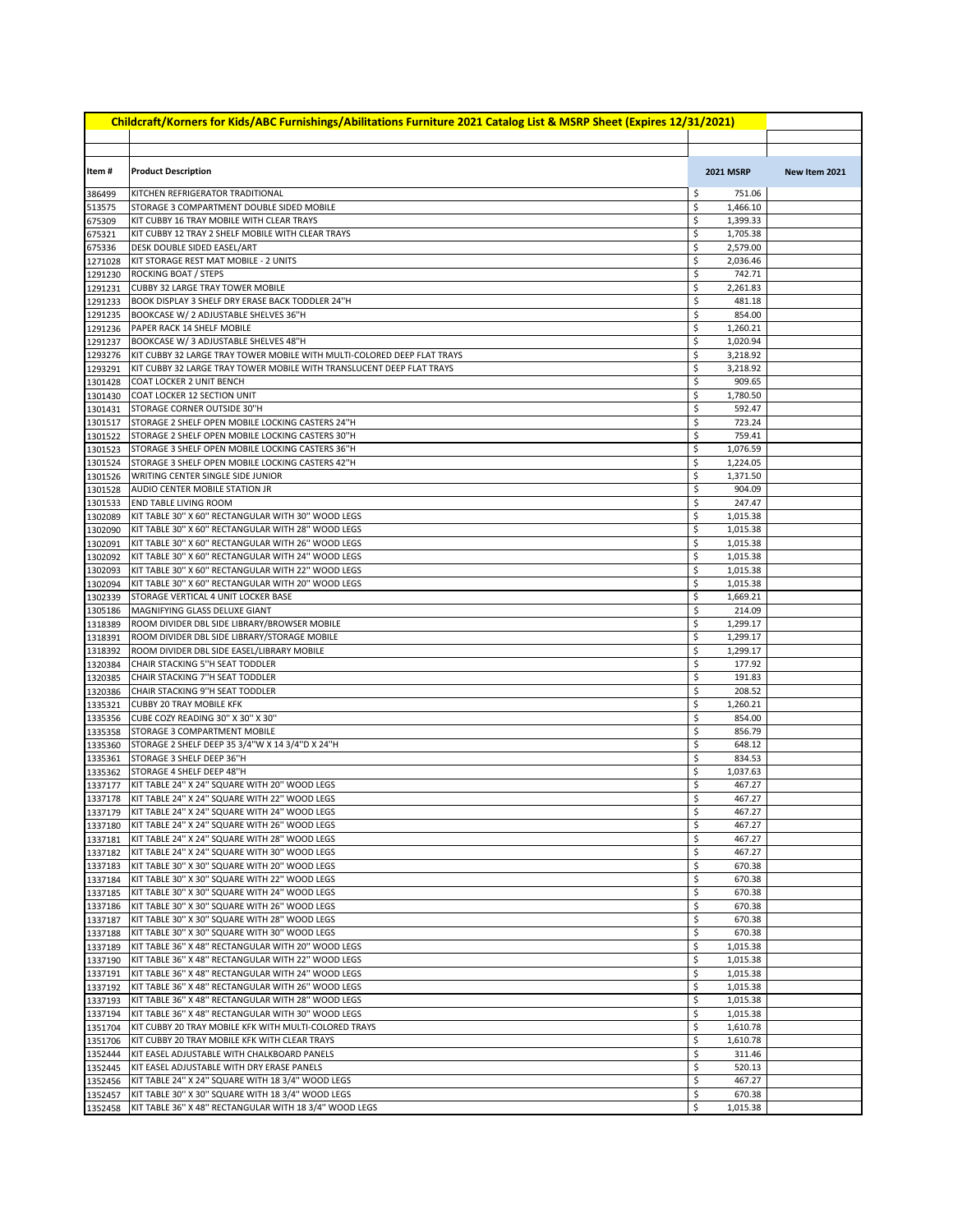| Childcraft/Korners for Kids/ABC Furnishings/Abilitations Furniture 2021 Catalog List & MSRP Sheet (Expires 12/31/2021) | | | |
|---|---|---|---|
| Item # | Product Description | 2021 MSRP | New Item 2021 |
| 386499 | KITCHEN REFRIGERATOR TRADITIONAL | $ 751.06 | |
| 513575 | STORAGE 3 COMPARTMENT DOUBLE SIDED MOBILE | $ 1,466.10 | |
| 675309 | KIT CUBBY 16 TRAY MOBILE WITH CLEAR TRAYS | $ 1,399.33 | |
| 675321 | KIT CUBBY 12 TRAY 2 SHELF MOBILE WITH CLEAR TRAYS | $ 1,705.38 | |
| 675336 | DESK DOUBLE SIDED EASEL/ART | $ 2,579.00 | |
| 1271028 | KIT STORAGE REST MAT MOBILE - 2 UNITS | $ 2,036.46 | |
| 1291230 | ROCKING BOAT / STEPS | $ 742.71 | |
| 1291231 | CUBBY 32 LARGE TRAY TOWER MOBILE | $ 2,261.83 | |
| 1291233 | BOOK DISPLAY 3 SHELF DRY ERASE BACK TODDLER 24"H | $ 481.18 | |
| 1291235 | BOOKCASE W/ 2 ADJUSTABLE SHELVES 36"H | $ 854.00 | |
| 1291236 | PAPER RACK 14 SHELF MOBILE | $ 1,260.21 | |
| 1291237 | BOOKCASE W/ 3 ADJUSTABLE SHELVES 48"H | $ 1,020.94 | |
| 1293276 | KIT CUBBY 32 LARGE TRAY TOWER MOBILE WITH MULTI-COLORED DEEP FLAT TRAYS | $ 3,218.92 | |
| 1293291 | KIT CUBBY 32 LARGE TRAY TOWER MOBILE WITH TRANSLUCENT DEEP FLAT TRAYS | $ 3,218.92 | |
| 1301428 | COAT LOCKER 2 UNIT BENCH | $ 909.65 | |
| 1301430 | COAT LOCKER 12 SECTION UNIT | $ 1,780.50 | |
| 1301431 | STORAGE CORNER OUTSIDE 30"H | $ 592.47 | |
| 1301517 | STORAGE 2 SHELF OPEN MOBILE LOCKING CASTERS 24"H | $ 723.24 | |
| 1301522 | STORAGE 2 SHELF OPEN MOBILE LOCKING CASTERS 30"H | $ 759.41 | |
| 1301523 | STORAGE 3 SHELF OPEN MOBILE LOCKING CASTERS 36"H | $ 1,076.59 | |
| 1301524 | STORAGE 3 SHELF OPEN MOBILE LOCKING CASTERS 42"H | $ 1,224.05 | |
| 1301526 | WRITING CENTER SINGLE SIDE JUNIOR | $ 1,371.50 | |
| 1301528 | AUDIO CENTER MOBILE STATION JR | $ 904.09 | |
| 1301533 | END TABLE LIVING ROOM | $ 247.47 | |
| 1302089 | KIT TABLE 30" X 60" RECTANGULAR WITH 30" WOOD LEGS | $ 1,015.38 | |
| 1302090 | KIT TABLE 30" X 60" RECTANGULAR WITH 28" WOOD LEGS | $ 1,015.38 | |
| 1302091 | KIT TABLE 30" X 60" RECTANGULAR WITH 26" WOOD LEGS | $ 1,015.38 | |
| 1302092 | KIT TABLE 30" X 60" RECTANGULAR WITH 24" WOOD LEGS | $ 1,015.38 | |
| 1302093 | KIT TABLE 30" X 60" RECTANGULAR WITH 22" WOOD LEGS | $ 1,015.38 | |
| 1302094 | KIT TABLE 30" X 60" RECTANGULAR WITH 20" WOOD LEGS | $ 1,015.38 | |
| 1302339 | STORAGE VERTICAL 4 UNIT LOCKER BASE | $ 1,669.21 | |
| 1305186 | MAGNIFYING GLASS DELUXE GIANT | $ 214.09 | |
| 1318389 | ROOM DIVIDER DBL SIDE LIBRARY/BROWSER MOBILE | $ 1,299.17 | |
| 1318391 | ROOM DIVIDER DBL SIDE LIBRARY/STORAGE MOBILE | $ 1,299.17 | |
| 1318392 | ROOM DIVIDER DBL SIDE EASEL/LIBRARY MOBILE | $ 1,299.17 | |
| 1320384 | CHAIR STACKING 5"H SEAT TODDLER | $ 177.92 | |
| 1320385 | CHAIR STACKING 7"H SEAT TODDLER | $ 191.83 | |
| 1320386 | CHAIR STACKING 9"H SEAT TODDLER | $ 208.52 | |
| 1335321 | CUBBY 20 TRAY MOBILE KFK | $ 1,260.21 | |
| 1335356 | CUBE COZY READING 30" X 30" X 30" | $ 854.00 | |
| 1335358 | STORAGE 3 COMPARTMENT MOBILE | $ 856.79 | |
| 1335360 | STORAGE 2 SHELF DEEP 35 3/4"W X 14 3/4"D X 24"H | $ 648.12 | |
| 1335361 | STORAGE 3 SHELF DEEP 36"H | $ 834.53 | |
| 1335362 | STORAGE 4 SHELF DEEP 48"H | $ 1,037.63 | |
| 1337177 | KIT TABLE 24" X 24" SQUARE WITH 20" WOOD LEGS | $ 467.27 | |
| 1337178 | KIT TABLE 24" X 24" SQUARE WITH 22" WOOD LEGS | $ 467.27 | |
| 1337179 | KIT TABLE 24" X 24" SQUARE WITH 24" WOOD LEGS | $ 467.27 | |
| 1337180 | KIT TABLE 24" X 24" SQUARE WITH 26" WOOD LEGS | $ 467.27 | |
| 1337181 | KIT TABLE 24" X 24" SQUARE WITH 28" WOOD LEGS | $ 467.27 | |
| 1337182 | KIT TABLE 24" X 24" SQUARE WITH 30" WOOD LEGS | $ 467.27 | |
| 1337183 | KIT TABLE 30" X 30" SQUARE WITH 20" WOOD LEGS | $ 670.38 | |
| 1337184 | KIT TABLE 30" X 30" SQUARE WITH 22" WOOD LEGS | $ 670.38 | |
| 1337185 | KIT TABLE 30" X 30" SQUARE WITH 24" WOOD LEGS | $ 670.38 | |
| 1337186 | KIT TABLE 30" X 30" SQUARE WITH 26" WOOD LEGS | $ 670.38 | |
| 1337187 | KIT TABLE 30" X 30" SQUARE WITH 28" WOOD LEGS | $ 670.38 | |
| 1337188 | KIT TABLE 30" X 30" SQUARE WITH 30" WOOD LEGS | $ 670.38 | |
| 1337189 | KIT TABLE 36" X 48" RECTANGULAR WITH 20" WOOD LEGS | $ 1,015.38 | |
| 1337190 | KIT TABLE 36" X 48" RECTANGULAR WITH 22" WOOD LEGS | $ 1,015.38 | |
| 1337191 | KIT TABLE 36" X 48" RECTANGULAR WITH 24" WOOD LEGS | $ 1,015.38 | |
| 1337192 | KIT TABLE 36" X 48" RECTANGULAR WITH 26" WOOD LEGS | $ 1,015.38 | |
| 1337193 | KIT TABLE 36" X 48" RECTANGULAR WITH 28" WOOD LEGS | $ 1,015.38 | |
| 1337194 | KIT TABLE 36" X 48" RECTANGULAR WITH 30" WOOD LEGS | $ 1,015.38 | |
| 1351704 | KIT CUBBY 20 TRAY MOBILE KFK WITH MULTI-COLORED TRAYS | $ 1,610.78 | |
| 1351706 | KIT CUBBY 20 TRAY MOBILE KFK WITH CLEAR TRAYS | $ 1,610.78 | |
| 1352444 | KIT EASEL ADJUSTABLE WITH CHALKBOARD PANELS | $ 311.46 | |
| 1352445 | KIT EASEL ADJUSTABLE WITH DRY ERASE PANELS | $ 520.13 | |
| 1352456 | KIT TABLE 24" X 24" SQUARE WITH 18 3/4" WOOD LEGS | $ 467.27 | |
| 1352457 | KIT TABLE 30" X 30" SQUARE WITH 18 3/4" WOOD LEGS | $ 670.38 | |
| 1352458 | KIT TABLE 36" X 48" RECTANGULAR WITH 18 3/4" WOOD LEGS | $ 1,015.38 | |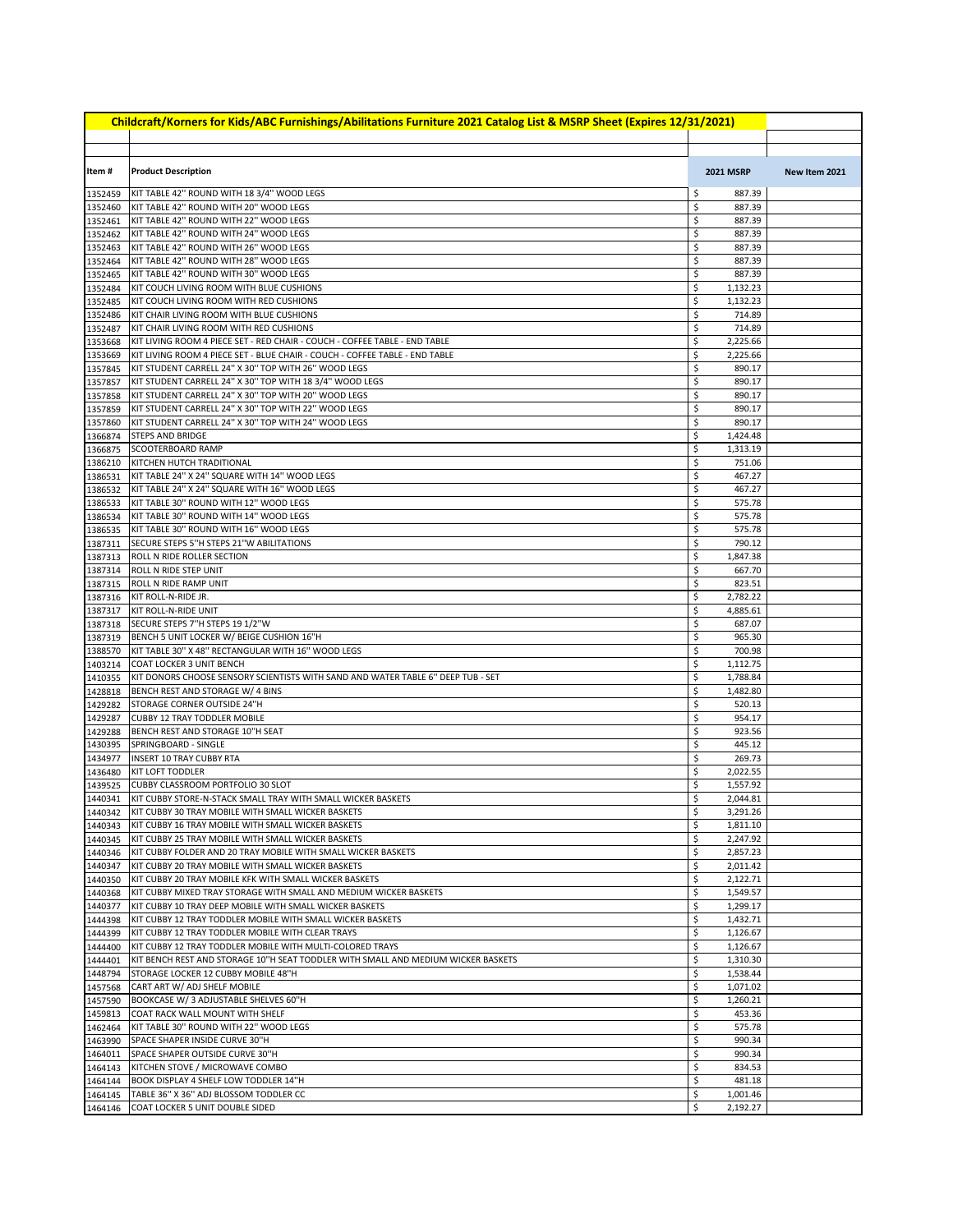**Childcraft/Korners for Kids/ABC Furnishings/Abilitations Furniture 2021 Catalog List & MSRP Sheet (Expires 12/31/2021)**

| Item # | Product Description | 2021 MSRP | New Item 2021 |
|---|---|---|---|
| 1352459 | KIT TABLE 42" ROUND WITH 18 3/4" WOOD LEGS | $ 887.39 | |
| 1352460 | KIT TABLE 42" ROUND WITH 20" WOOD LEGS | $ 887.39 | |
| 1352461 | KIT TABLE 42" ROUND WITH 22" WOOD LEGS | $ 887.39 | |
| 1352462 | KIT TABLE 42" ROUND WITH 24" WOOD LEGS | $ 887.39 | |
| 1352463 | KIT TABLE 42" ROUND WITH 26" WOOD LEGS | $ 887.39 | |
| 1352464 | KIT TABLE 42" ROUND WITH 28" WOOD LEGS | $ 887.39 | |
| 1352465 | KIT TABLE 42" ROUND WITH 30" WOOD LEGS | $ 887.39 | |
| 1352484 | KIT COUCH LIVING ROOM WITH BLUE CUSHIONS | $ 1,132.23 | |
| 1352485 | KIT COUCH LIVING ROOM WITH RED CUSHIONS | $ 1,132.23 | |
| 1352486 | KIT CHAIR LIVING ROOM WITH BLUE CUSHIONS | $ 714.89 | |
| 1352487 | KIT CHAIR LIVING ROOM WITH RED CUSHIONS | $ 714.89 | |
| 1353668 | KIT LIVING ROOM 4 PIECE SET - RED CHAIR - COUCH - COFFEE TABLE - END TABLE | $ 2,225.66 | |
| 1353669 | KIT LIVING ROOM 4 PIECE SET - BLUE CHAIR - COUCH - COFFEE TABLE - END TABLE | $ 2,225.66 | |
| 1357845 | KIT STUDENT CARRELL 24" X 30" TOP WITH 26" WOOD LEGS | $ 890.17 | |
| 1357857 | KIT STUDENT CARRELL 24" X 30" TOP WITH 18 3/4" WOOD LEGS | $ 890.17 | |
| 1357858 | KIT STUDENT CARRELL 24" X 30" TOP WITH 20" WOOD LEGS | $ 890.17 | |
| 1357859 | KIT STUDENT CARRELL 24" X 30" TOP WITH 22" WOOD LEGS | $ 890.17 | |
| 1357860 | KIT STUDENT CARRELL 24" X 30" TOP WITH 24" WOOD LEGS | $ 890.17 | |
| 1366874 | STEPS AND BRIDGE | $ 1,424.48 | |
| 1366875 | SCOOTERBOARD RAMP | $ 1,313.19 | |
| 1386210 | KITCHEN HUTCH TRADITIONAL | $ 751.06 | |
| 1386531 | KIT TABLE 24" X 24" SQUARE WITH 14" WOOD LEGS | $ 467.27 | |
| 1386532 | KIT TABLE 24" X 24" SQUARE WITH 16" WOOD LEGS | $ 467.27 | |
| 1386533 | KIT TABLE 30" ROUND WITH 12" WOOD LEGS | $ 575.78 | |
| 1386534 | KIT TABLE 30" ROUND WITH 14" WOOD LEGS | $ 575.78 | |
| 1386535 | KIT TABLE 30" ROUND WITH 16" WOOD LEGS | $ 575.78 | |
| 1387311 | SECURE STEPS 5"H STEPS 21"W ABILITATIONS | $ 790.12 | |
| 1387313 | ROLL N RIDE ROLLER SECTION | $ 1,847.38 | |
| 1387314 | ROLL N RIDE STEP UNIT | $ 667.70 | |
| 1387315 | ROLL N RIDE RAMP UNIT | $ 823.51 | |
| 1387316 | KIT ROLL-N-RIDE JR. | $ 2,782.22 | |
| 1387317 | KIT ROLL-N-RIDE UNIT | $ 4,885.61 | |
| 1387318 | SECURE STEPS 7"H STEPS 19 1/2"W | $ 687.07 | |
| 1387319 | BENCH 5 UNIT LOCKER W/ BEIGE CUSHION 16"H | $ 965.30 | |
| 1388570 | KIT TABLE 30" X 48" RECTANGULAR WITH 16" WOOD LEGS | $ 700.98 | |
| 1403214 | COAT LOCKER 3 UNIT BENCH | $ 1,112.75 | |
| 1410355 | KIT DONORS CHOOSE SENSORY SCIENTISTS WITH SAND AND WATER TABLE 6" DEEP TUB - SET | $ 1,788.84 | |
| 1428818 | BENCH REST AND STORAGE W/ 4 BINS | $ 1,482.80 | |
| 1429282 | STORAGE CORNER OUTSIDE 24"H | $ 520.13 | |
| 1429287 | CUBBY 12 TRAY TODDLER MOBILE | $ 954.17 | |
| 1429288 | BENCH REST AND STORAGE 10"H SEAT | $ 923.56 | |
| 1430395 | SPRINGBOARD - SINGLE | $ 445.12 | |
| 1434977 | INSERT 10 TRAY CUBBY RTA | $ 269.73 | |
| 1436480 | KIT LOFT TODDLER | $ 2,022.55 | |
| 1439525 | CUBBY CLASSROOM PORTFOLIO 30 SLOT | $ 1,557.92 | |
| 1440341 | KIT CUBBY STORE-N-STACK SMALL TRAY WITH SMALL WICKER BASKETS | $ 2,044.81 | |
| 1440342 | KIT CUBBY 30 TRAY MOBILE WITH SMALL WICKER BASKETS | $ 3,291.26 | |
| 1440343 | KIT CUBBY 16 TRAY MOBILE WITH SMALL WICKER BASKETS | $ 1,811.10 | |
| 1440345 | KIT CUBBY 25 TRAY MOBILE WITH SMALL WICKER BASKETS | $ 2,247.92 | |
| 1440346 | KIT CUBBY FOLDER AND 20 TRAY MOBILE WITH SMALL WICKER BASKETS | $ 2,857.23 | |
| 1440347 | KIT CUBBY 20 TRAY MOBILE WITH SMALL WICKER BASKETS | $ 2,011.42 | |
| 1440350 | KIT CUBBY 20 TRAY MOBILE KFK WITH SMALL WICKER BASKETS | $ 2,122.71 | |
| 1440368 | KIT CUBBY MIXED TRAY STORAGE WITH SMALL AND MEDIUM WICKER BASKETS | $ 1,549.57 | |
| 1440377 | KIT CUBBY 10 TRAY DEEP MOBILE WITH SMALL WICKER BASKETS | $ 1,299.17 | |
| 1444398 | KIT CUBBY 12 TRAY TODDLER MOBILE WITH SMALL WICKER BASKETS | $ 1,432.71 | |
| 1444399 | KIT CUBBY 12 TRAY TODDLER MOBILE WITH CLEAR TRAYS | $ 1,126.67 | |
| 1444400 | KIT CUBBY 12 TRAY TODDLER MOBILE WITH MULTI-COLORED TRAYS | $ 1,126.67 | |
| 1444401 | KIT BENCH REST AND STORAGE 10"H SEAT TODDLER WITH SMALL AND MEDIUM WICKER BASKETS | $ 1,310.30 | |
| 1448794 | STORAGE LOCKER 12 CUBBY MOBILE 48"H | $ 1,538.44 | |
| 1457568 | CART ART W/ ADJ SHELF MOBILE | $ 1,071.02 | |
| 1457590 | BOOKCASE W/ 3 ADJUSTABLE SHELVES 60"H | $ 1,260.21 | |
| 1459813 | COAT RACK WALL MOUNT WITH SHELF | $ 453.36 | |
| 1462464 | KIT TABLE 30" ROUND WITH 22" WOOD LEGS | $ 575.78 | |
| 1463990 | SPACE SHAPER INSIDE CURVE 30"H | $ 990.34 | |
| 1464011 | SPACE SHAPER OUTSIDE CURVE 30"H | $ 990.34 | |
| 1464143 | KITCHEN STOVE / MICROWAVE COMBO | $ 834.53 | |
| 1464144 | BOOK DISPLAY 4 SHELF LOW TODDLER 14"H | $ 481.18 | |
| 1464145 | TABLE 36" X 36" ADJ BLOSSOM TODDLER CC | $ 1,001.46 | |
| 1464146 | COAT LOCKER 5 UNIT DOUBLE SIDED | $ 2,192.27 | |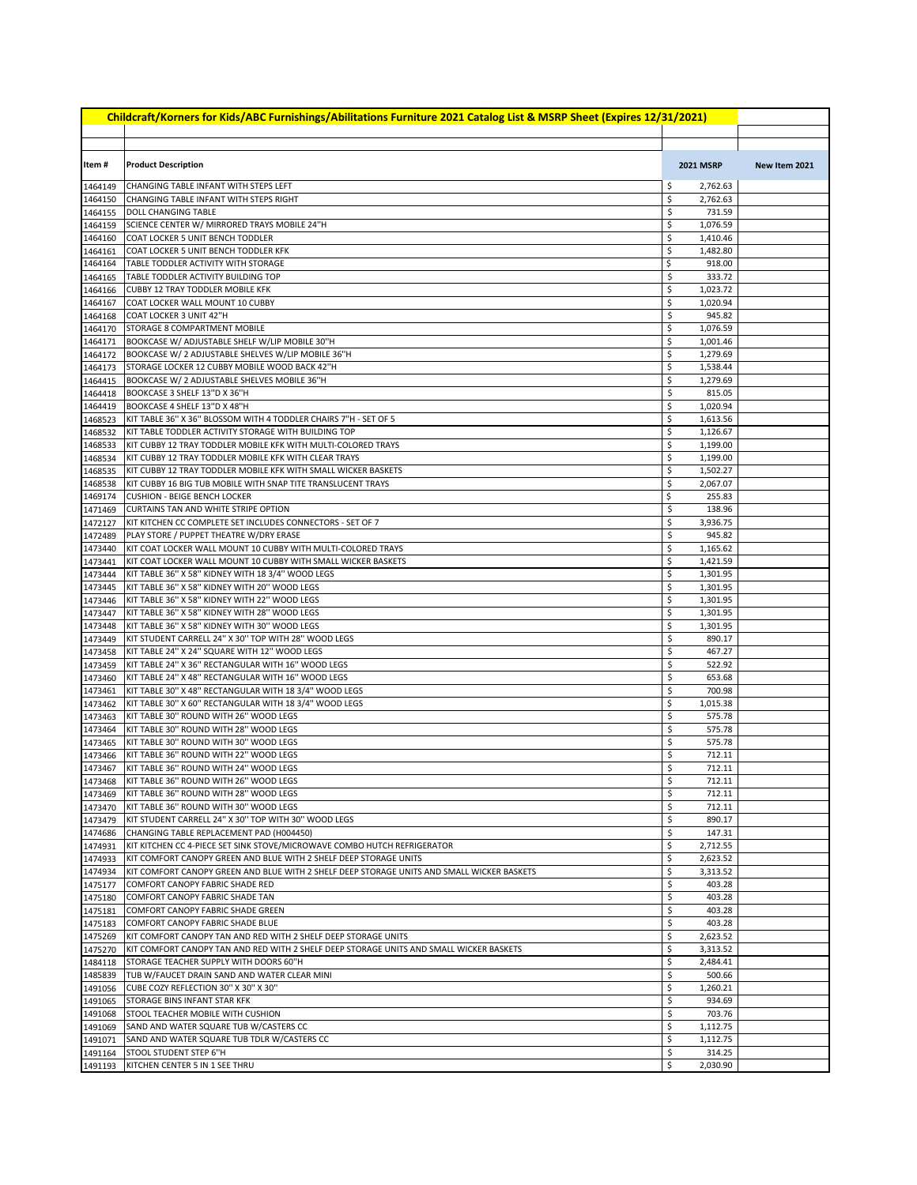| Childcraft/Korners for Kids/ABC Furnishings/Abilitations Furniture 2021 Catalog List & MSRP Sheet (Expires 12/31/2021) | | | |
|---|---|---|---|
| **Item #** | **Product Description** | **2021 MSRP** | **New Item 2021** |
| 1464149 | CHANGING TABLE INFANT WITH STEPS LEFT | $ 2,762.63 | |
| 1464150 | CHANGING TABLE INFANT WITH STEPS RIGHT | $ 2,762.63 | |
| 1464155 | DOLL CHANGING TABLE | $ 731.59 | |
| 1464159 | SCIENCE CENTER W/ MIRRORED TRAYS MOBILE 24"H | $ 1,076.59 | |
| 1464160 | COAT LOCKER 5 UNIT BENCH TODDLER | $ 1,410.46 | |
| 1464161 | COAT LOCKER 5 UNIT BENCH TODDLER KFK | $ 1,482.80 | |
| 1464164 | TABLE TODDLER ACTIVITY WITH STORAGE | $ 918.00 | |
| 1464165 | TABLE TODDLER ACTIVITY BUILDING TOP | $ 333.72 | |
| 1464166 | CUBBY 12 TRAY TODDLER MOBILE KFK | $ 1,023.72 | |
| 1464167 | COAT LOCKER WALL MOUNT 10 CUBBY | $ 1,020.94 | |
| 1464168 | COAT LOCKER 3 UNIT 42"H | $ 945.82 | |
| 1464170 | STORAGE 8 COMPARTMENT MOBILE | $ 1,076.59 | |
| 1464171 | BOOKCASE W/ ADJUSTABLE SHELF W/LIP MOBILE 30"H | $ 1,001.46 | |
| 1464172 | BOOKCASE W/ 2 ADJUSTABLE SHELVES W/LIP MOBILE 36"H | $ 1,279.69 | |
| 1464173 | STORAGE LOCKER 12 CUBBY MOBILE WOOD BACK 42"H | $ 1,538.44 | |
| 1464415 | BOOKCASE W/ 2 ADJUSTABLE SHELVES MOBILE 36"H | $ 1,279.69 | |
| 1464418 | BOOKCASE 3 SHELF 13"D X 36"H | $ 815.05 | |
| 1464419 | BOOKCASE 4 SHELF 13"D X 48"H | $ 1,020.94 | |
| 1468523 | KIT TABLE 36" X 36" BLOSSOM WITH 4 TODDLER CHAIRS 7"H - SET OF 5 | $ 1,613.56 | |
| 1468532 | KIT TABLE TODDLER ACTIVITY STORAGE WITH BUILDING TOP | $ 1,126.67 | |
| 1468533 | KIT CUBBY 12 TRAY TODDLER MOBILE KFK WITH MULTI-COLORED TRAYS | $ 1,199.00 | |
| 1468534 | KIT CUBBY 12 TRAY TODDLER MOBILE KFK WITH CLEAR TRAYS | $ 1,199.00 | |
| 1468535 | KIT CUBBY 12 TRAY TODDLER MOBILE KFK WITH SMALL WICKER BASKETS | $ 1,502.27 | |
| 1468538 | KIT CUBBY 16 BIG TUB MOBILE WITH SNAP TITE TRANSLUCENT TRAYS | $ 2,067.07 | |
| 1469174 | CUSHION - BEIGE BENCH LOCKER | $ 255.83 | |
| 1471469 | CURTAINS TAN AND WHITE STRIPE OPTION | $ 138.96 | |
| 1472127 | KIT KITCHEN CC COMPLETE SET INCLUDES CONNECTORS - SET OF 7 | $ 3,936.75 | |
| 1472489 | PLAY STORE / PUPPET THEATRE W/DRY ERASE | $ 945.82 | |
| 1473440 | KIT COAT LOCKER WALL MOUNT 10 CUBBY WITH MULTI-COLORED TRAYS | $ 1,165.62 | |
| 1473441 | KIT COAT LOCKER WALL MOUNT 10 CUBBY WITH SMALL WICKER BASKETS | $ 1,421.59 | |
| 1473444 | KIT TABLE 36" X 58" KIDNEY WITH 18 3/4" WOOD LEGS | $ 1,301.95 | |
| 1473445 | KIT TABLE 36" X 58" KIDNEY WITH 20" WOOD LEGS | $ 1,301.95 | |
| 1473446 | KIT TABLE 36" X 58" KIDNEY WITH 22" WOOD LEGS | $ 1,301.95 | |
| 1473447 | KIT TABLE 36" X 58" KIDNEY WITH 28" WOOD LEGS | $ 1,301.95 | |
| 1473448 | KIT TABLE 36" X 58" KIDNEY WITH 30" WOOD LEGS | $ 1,301.95 | |
| 1473449 | KIT STUDENT CARRELL 24" X 30" TOP WITH 28" WOOD LEGS | $ 890.17 | |
| 1473458 | KIT TABLE 24" X 24" SQUARE WITH 12" WOOD LEGS | $ 467.27 | |
| 1473459 | KIT TABLE 24" X 36" RECTANGULAR WITH 16" WOOD LEGS | $ 522.92 | |
| 1473460 | KIT TABLE 24" X 48" RECTANGULAR WITH 16" WOOD LEGS | $ 653.68 | |
| 1473461 | KIT TABLE 30" X 48" RECTANGULAR WITH 18 3/4" WOOD LEGS | $ 700.98 | |
| 1473462 | KIT TABLE 30" X 60" RECTANGULAR WITH 18 3/4" WOOD LEGS | $ 1,015.38 | |
| 1473463 | KIT TABLE 30" ROUND WITH 26" WOOD LEGS | $ 575.78 | |
| 1473464 | KIT TABLE 30" ROUND WITH 28" WOOD LEGS | $ 575.78 | |
| 1473465 | KIT TABLE 30" ROUND WITH 30" WOOD LEGS | $ 575.78 | |
| 1473466 | KIT TABLE 36" ROUND WITH 22" WOOD LEGS | $ 712.11 | |
| 1473467 | KIT TABLE 36" ROUND WITH 24" WOOD LEGS | $ 712.11 | |
| 1473468 | KIT TABLE 36" ROUND WITH 26" WOOD LEGS | $ 712.11 | |
| 1473469 | KIT TABLE 36" ROUND WITH 28" WOOD LEGS | $ 712.11 | |
| 1473470 | KIT TABLE 36" ROUND WITH 30" WOOD LEGS | $ 712.11 | |
| 1473479 | KIT STUDENT CARRELL 24" X 30" TOP WITH 30" WOOD LEGS | $ 890.17 | |
| 1474686 | CHANGING TABLE REPLACEMENT PAD (H004450) | $ 147.31 | |
| 1474931 | KIT KITCHEN CC 4-PIECE SET SINK STOVE/MICROWAVE COMBO HUTCH REFRIGERATOR | $ 2,712.55 | |
| 1474933 | KIT COMFORT CANOPY GREEN AND BLUE WITH 2 SHELF DEEP STORAGE UNITS | $ 2,623.52 | |
| 1474934 | KIT COMFORT CANOPY GREEN AND BLUE WITH 2 SHELF DEEP STORAGE UNITS AND SMALL WICKER BASKETS | $ 3,313.52 | |
| 1475177 | COMFORT CANOPY FABRIC SHADE RED | $ 403.28 | |
| 1475180 | COMFORT CANOPY FABRIC SHADE TAN | $ 403.28 | |
| 1475181 | COMFORT CANOPY FABRIC SHADE GREEN | $ 403.28 | |
| 1475183 | COMFORT CANOPY FABRIC SHADE BLUE | $ 403.28 | |
| 1475269 | KIT COMFORT CANOPY TAN AND RED WITH 2 SHELF DEEP STORAGE UNITS | $ 2,623.52 | |
| 1475270 | KIT COMFORT CANOPY TAN AND RED WITH 2 SHELF DEEP STORAGE UNITS AND SMALL WICKER BASKETS | $ 3,313.52 | |
| 1484118 | STORAGE TEACHER SUPPLY WITH DOORS 60"H | $ 2,484.41 | |
| 1485839 | TUB W/FAUCET DRAIN SAND AND WATER CLEAR MINI | $ 500.66 | |
| 1491056 | CUBE COZY REFLECTION 30" X 30" X 30" | $ 1,260.21 | |
| 1491065 | STORAGE BINS INFANT STAR KFK | $ 934.69 | |
| 1491068 | STOOL TEACHER MOBILE WITH CUSHION | $ 703.76 | |
| 1491069 | SAND AND WATER SQUARE TUB W/CASTERS CC | $ 1,112.75 | |
| 1491071 | SAND AND WATER SQUARE TUB TDLR W/CASTERS CC | $ 1,112.75 | |
| 1491164 | STOOL STUDENT STEP 6"H | $ 314.25 | |
| 1491193 | KITCHEN CENTER 5 IN 1 SEE THRU | $ 2,030.90 | |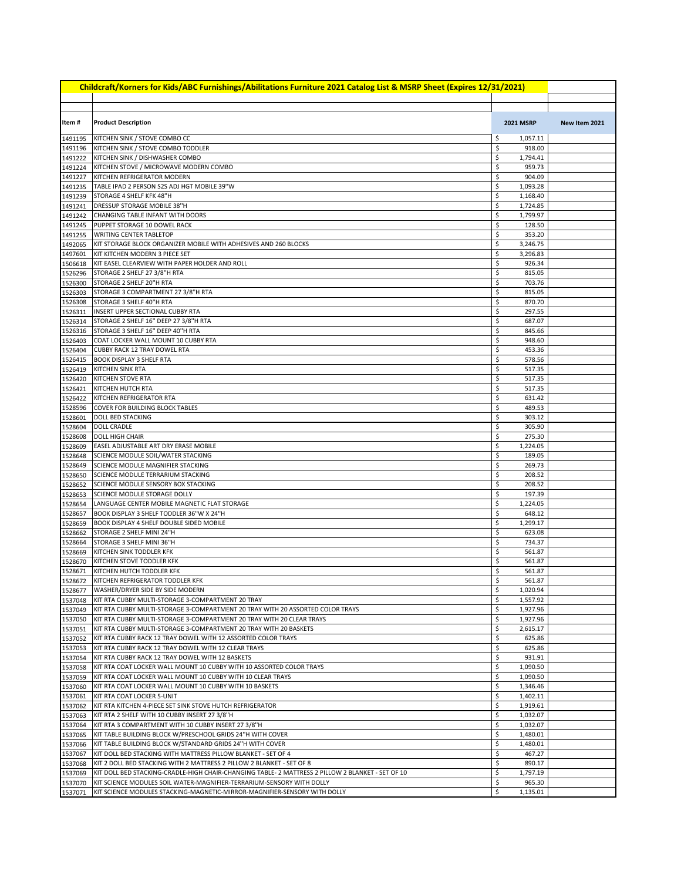## Childcraft/Korners for Kids/ABC Furnishings/Abilitations Furniture 2021 Catalog List & MSRP Sheet (Expires 12/31/2021)

| Item # | Product Description | 2021 MSRP | New Item 2021 |
|---|---|---|---|
| 1491195 | KITCHEN SINK / STOVE COMBO CC | $ 1,057.11 | |
| 1491196 | KITCHEN SINK / STOVE COMBO TODDLER | $ 918.00 | |
| 1491222 | KITCHEN SINK / DISHWASHER COMBO | $ 1,794.41 | |
| 1491224 | KITCHEN STOVE / MICROWAVE MODERN COMBO | $ 959.73 | |
| 1491227 | KITCHEN REFRIGERATOR MODERN | $ 904.09 | |
| 1491235 | TABLE IPAD 2 PERSON S2S ADJ HGT MOBILE 39"W | $ 1,093.28 | |
| 1491239 | STORAGE 4 SHELF KFK 48"H | $ 1,168.40 | |
| 1491241 | DRESSUP STORAGE MOBILE 38"H | $ 1,724.85 | |
| 1491242 | CHANGING TABLE INFANT WITH DOORS | $ 1,799.97 | |
| 1491245 | PUPPET STORAGE 10 DOWEL RACK | $ 128.50 | |
| 1491255 | WRITING CENTER TABLETOP | $ 353.20 | |
| 1492065 | KIT STORAGE BLOCK ORGANIZER MOBILE WITH ADHESIVES AND 260 BLOCKS | $ 3,246.75 | |
| 1497601 | KIT KITCHEN MODERN 3 PIECE SET | $ 3,296.83 | |
| 1506618 | KIT EASEL CLEARVIEW WITH PAPER HOLDER AND ROLL | $ 926.34 | |
| 1526296 | STORAGE 2 SHELF 27 3/8"H RTA | $ 815.05 | |
| 1526300 | STORAGE 2 SHELF 20"H RTA | $ 703.76 | |
| 1526303 | STORAGE 3 COMPARTMENT 27 3/8"H RTA | $ 815.05 | |
| 1526308 | STORAGE 3 SHELF 40"H RTA | $ 870.70 | |
| 1526311 | INSERT UPPER SECTIONAL CUBBY RTA | $ 297.55 | |
| 1526314 | STORAGE 2 SHELF 16" DEEP 27 3/8"H RTA | $ 687.07 | |
| 1526316 | STORAGE 3 SHELF 16" DEEP 40"H RTA | $ 845.66 | |
| 1526403 | COAT LOCKER WALL MOUNT 10 CUBBY RTA | $ 948.60 | |
| 1526404 | CUBBY RACK 12 TRAY DOWEL RTA | $ 453.36 | |
| 1526415 | BOOK DISPLAY 3 SHELF RTA | $ 578.56 | |
| 1526419 | KITCHEN SINK RTA | $ 517.35 | |
| 1526420 | KITCHEN STOVE RTA | $ 517.35 | |
| 1526421 | KITCHEN HUTCH RTA | $ 517.35 | |
| 1526422 | KITCHEN REFRIGERATOR RTA | $ 631.42 | |
| 1528596 | COVER FOR BUILDING BLOCK TABLES | $ 489.53 | |
| 1528601 | DOLL BED STACKING | $ 303.12 | |
| 1528604 | DOLL CRADLE | $ 305.90 | |
| 1528608 | DOLL HIGH CHAIR | $ 275.30 | |
| 1528609 | EASEL ADJUSTABLE ART DRY ERASE MOBILE | $ 1,224.05 | |
| 1528648 | SCIENCE MODULE SOIL/WATER STACKING | $ 189.05 | |
| 1528649 | SCIENCE MODULE MAGNIFIER STACKING | $ 269.73 | |
| 1528650 | SCIENCE MODULE TERRARIUM STACKING | $ 208.52 | |
| 1528652 | SCIENCE MODULE SENSORY BOX STACKING | $ 208.52 | |
| 1528653 | SCIENCE MODULE STORAGE DOLLY | $ 197.39 | |
| 1528654 | LANGUAGE CENTER MOBILE MAGNETIC FLAT STORAGE | $ 1,224.05 | |
| 1528657 | BOOK DISPLAY 3 SHELF TODDLER 36"W X 24"H | $ 648.12 | |
| 1528659 | BOOK DISPLAY 4 SHELF DOUBLE SIDED MOBILE | $ 1,299.17 | |
| 1528662 | STORAGE 2 SHELF MINI 24"H | $ 623.08 | |
| 1528664 | STORAGE 3 SHELF MINI 36"H | $ 734.37 | |
| 1528669 | KITCHEN SINK TODDLER KFK | $ 561.87 | |
| 1528670 | KITCHEN STOVE TODDLER KFK | $ 561.87 | |
| 1528671 | KITCHEN HUTCH TODDLER KFK | $ 561.87 | |
| 1528672 | KITCHEN REFRIGERATOR TODDLER KFK | $ 561.87 | |
| 1528677 | WASHER/DRYER SIDE BY SIDE MODERN | $ 1,020.94 | |
| 1537048 | KIT RTA CUBBY MULTI-STORAGE 3-COMPARTMENT 20 TRAY | $ 1,557.92 | |
| 1537049 | KIT RTA CUBBY MULTI-STORAGE 3-COMPARTMENT 20 TRAY WITH 20 ASSORTED COLOR TRAYS | $ 1,927.96 | |
| 1537050 | KIT RTA CUBBY MULTI-STORAGE 3-COMPARTMENT 20 TRAY WITH 20 CLEAR TRAYS | $ 1,927.96 | |
| 1537051 | KIT RTA CUBBY MULTI-STORAGE 3-COMPARTMENT 20 TRAY WITH 20 BASKETS | $ 2,615.17 | |
| 1537052 | KIT RTA CUBBY RACK 12 TRAY DOWEL WITH 12 ASSORTED COLOR TRAYS | $ 625.86 | |
| 1537053 | KIT RTA CUBBY RACK 12 TRAY DOWEL WITH 12 CLEAR TRAYS | $ 625.86 | |
| 1537054 | KIT RTA CUBBY RACK 12 TRAY DOWEL WITH 12 BASKETS | $ 931.91 | |
| 1537058 | KIT RTA COAT LOCKER WALL MOUNT 10 CUBBY WITH 10 ASSORTED COLOR TRAYS | $ 1,090.50 | |
| 1537059 | KIT RTA COAT LOCKER WALL MOUNT 10 CUBBY WITH 10 CLEAR TRAYS | $ 1,090.50 | |
| 1537060 | KIT RTA COAT LOCKER WALL MOUNT 10 CUBBY WITH 10 BASKETS | $ 1,346.46 | |
| 1537061 | KIT RTA COAT LOCKER 5-UNIT | $ 1,402.11 | |
| 1537062 | KIT RTA KITCHEN 4-PIECE SET SINK STOVE HUTCH REFRIGERATOR | $ 1,919.61 | |
| 1537063 | KIT RTA 2 SHELF WITH 10 CUBBY INSERT 27 3/8"H | $ 1,032.07 | |
| 1537064 | KIT RTA 3 COMPARTMENT WITH 10 CUBBY INSERT 27 3/8"H | $ 1,032.07 | |
| 1537065 | KIT TABLE BUILDING BLOCK W/PRESCHOOL GRIDS 24"H WITH COVER | $ 1,480.01 | |
| 1537066 | KIT TABLE BUILDING BLOCK W/STANDARD GRIDS 24"H WITH COVER | $ 1,480.01 | |
| 1537067 | KIT DOLL BED STACKING WITH MATTRESS PILLOW BLANKET - SET OF 4 | $ 467.27 | |
| 1537068 | KIT 2 DOLL BED STACKING WITH 2 MATTRESS 2 PILLOW 2 BLANKET - SET OF 8 | $ 890.17 | |
| 1537069 | KIT DOLL BED STACKING-CRADLE-HIGH CHAIR-CHANGING TABLE- 2 MATTRESS 2 PILLOW 2 BLANKET - SET OF 10 | $ 1,797.19 | |
| 1537070 | KIT SCIENCE MODULES SOIL WATER-MAGNIFIER-TERRARIUM-SENSORY WITH DOLLY | $ 965.30 | |
| 1537071 | KIT SCIENCE MODULES STACKING-MAGNETIC-MIRROR-MAGNIFIER-SENSORY WITH DOLLY | $ 1,135.01 | |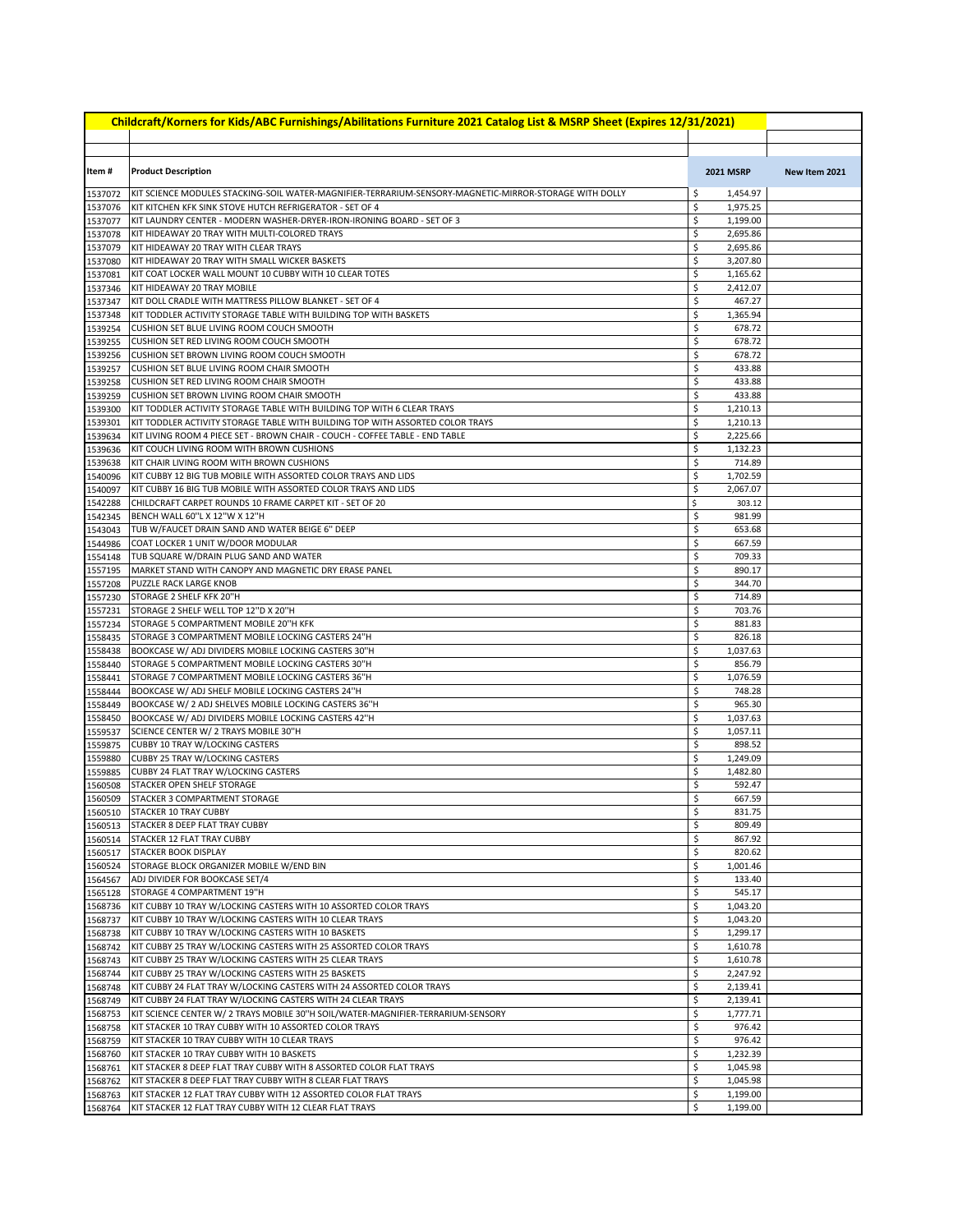# Childcraft/Korners for Kids/ABC Furnishings/Abilitations Furniture 2021 Catalog List & MSRP Sheet (Expires 12/31/2021)

| Item # | Product Description | 2021 MSRP | New Item 2021 |
|---|---|---|---|
| 1537072 | KIT SCIENCE MODULES STACKING-SOIL WATER-MAGNIFIER-TERRARIUM-SENSORY-MAGNETIC-MIRROR-STORAGE WITH DOLLY | $ 1,454.97 | |
| 1537076 | KIT KITCHEN KFK SINK STOVE HUTCH REFRIGERATOR - SET OF 4 | $ 1,975.25 | |
| 1537077 | KIT LAUNDRY CENTER - MODERN WASHER-DRYER-IRON-IRONING BOARD - SET OF 3 | $ 1,199.00 | |
| 1537078 | KIT HIDEAWAY 20 TRAY WITH MULTI-COLORED TRAYS | $ 2,695.86 | |
| 1537079 | KIT HIDEAWAY 20 TRAY WITH CLEAR TRAYS | $ 2,695.86 | |
| 1537080 | KIT HIDEAWAY 20 TRAY WITH SMALL WICKER BASKETS | $ 3,207.80 | |
| 1537081 | KIT COAT LOCKER WALL MOUNT 10 CUBBY WITH 10 CLEAR TOTES | $ 1,165.62 | |
| 1537346 | KIT HIDEAWAY 20 TRAY MOBILE | $ 2,412.07 | |
| 1537347 | KIT DOLL CRADLE WITH MATTRESS PILLOW BLANKET - SET OF 4 | $ 467.27 | |
| 1537348 | KIT TODDLER ACTIVITY STORAGE TABLE WITH BUILDING TOP WITH BASKETS | $ 1,365.94 | |
| 1539254 | CUSHION SET BLUE LIVING ROOM COUCH SMOOTH | $ 678.72 | |
| 1539255 | CUSHION SET RED LIVING ROOM COUCH SMOOTH | $ 678.72 | |
| 1539256 | CUSHION SET BROWN LIVING ROOM COUCH SMOOTH | $ 678.72 | |
| 1539257 | CUSHION SET BLUE LIVING ROOM CHAIR SMOOTH | $ 433.88 | |
| 1539258 | CUSHION SET RED LIVING ROOM CHAIR SMOOTH | $ 433.88 | |
| 1539259 | CUSHION SET BROWN LIVING ROOM CHAIR SMOOTH | $ 433.88 | |
| 1539300 | KIT TODDLER ACTIVITY STORAGE TABLE WITH BUILDING TOP WITH 6 CLEAR TRAYS | $ 1,210.13 | |
| 1539301 | KIT TODDLER ACTIVITY STORAGE TABLE WITH BUILDING TOP WITH ASSORTED COLOR TRAYS | $ 1,210.13 | |
| 1539634 | KIT LIVING ROOM 4 PIECE SET - BROWN CHAIR - COUCH - COFFEE TABLE - END TABLE | $ 2,225.66 | |
| 1539636 | KIT COUCH LIVING ROOM WITH BROWN CUSHIONS | $ 1,132.23 | |
| 1539638 | KIT CHAIR LIVING ROOM WITH BROWN CUSHIONS | $ 714.89 | |
| 1540096 | KIT CUBBY 12 BIG TUB MOBILE WITH ASSORTED COLOR TRAYS AND LIDS | $ 1,702.59 | |
| 1540097 | KIT CUBBY 16 BIG TUB MOBILE WITH ASSORTED COLOR TRAYS AND LIDS | $ 2,067.07 | |
| 1542288 | CHILDCRAFT CARPET ROUNDS 10 FRAME CARPET KIT - SET OF 20 | $ 303.12 | |
| 1542345 | BENCH WALL 60"L X 12"W X 12"H | $ 981.99 | |
| 1543043 | TUB W/FAUCET DRAIN SAND AND WATER BEIGE 6" DEEP | $ 653.68 | |
| 1544986 | COAT LOCKER 1 UNIT W/DOOR MODULAR | $ 667.59 | |
| 1554148 | TUB SQUARE W/DRAIN PLUG SAND AND WATER | $ 709.33 | |
| 1557195 | MARKET STAND WITH CANOPY AND MAGNETIC DRY ERASE PANEL | $ 890.17 | |
| 1557208 | PUZZLE RACK LARGE KNOB | $ 344.70 | |
| 1557230 | STORAGE 2 SHELF KFK 20"H | $ 714.89 | |
| 1557231 | STORAGE 2 SHELF WELL TOP 12"D X 20"H | $ 703.76 | |
| 1557234 | STORAGE 5 COMPARTMENT MOBILE 20"H KFK | $ 881.83 | |
| 1558435 | STORAGE 3 COMPARTMENT MOBILE LOCKING CASTERS 24"H | $ 826.18 | |
| 1558438 | BOOKCASE W/ ADJ DIVIDERS MOBILE LOCKING CASTERS 30"H | $ 1,037.63 | |
| 1558440 | STORAGE 5 COMPARTMENT MOBILE LOCKING CASTERS 30"H | $ 856.79 | |
| 1558441 | STORAGE 7 COMPARTMENT MOBILE LOCKING CASTERS 36"H | $ 1,076.59 | |
| 1558444 | BOOKCASE W/ ADJ SHELF MOBILE LOCKING CASTERS 24"H | $ 748.28 | |
| 1558449 | BOOKCASE W/ 2 ADJ SHELVES MOBILE LOCKING CASTERS 36"H | $ 965.30 | |
| 1558450 | BOOKCASE W/ ADJ DIVIDERS MOBILE LOCKING CASTERS 42"H | $ 1,037.63 | |
| 1559537 | SCIENCE CENTER W/ 2 TRAYS MOBILE 30"H | $ 1,057.11 | |
| 1559875 | CUBBY 10 TRAY W/LOCKING CASTERS | $ 898.52 | |
| 1559880 | CUBBY 25 TRAY W/LOCKING CASTERS | $ 1,249.09 | |
| 1559885 | CUBBY 24 FLAT TRAY W/LOCKING CASTERS | $ 1,482.80 | |
| 1560508 | STACKER OPEN SHELF STORAGE | $ 592.47 | |
| 1560509 | STACKER 3 COMPARTMENT STORAGE | $ 667.59 | |
| 1560510 | STACKER 10 TRAY CUBBY | $ 831.75 | |
| 1560513 | STACKER 8 DEEP FLAT TRAY CUBBY | $ 809.49 | |
| 1560514 | STACKER 12 FLAT TRAY CUBBY | $ 867.92 | |
| 1560517 | STACKER BOOK DISPLAY | $ 820.62 | |
| 1560524 | STORAGE BLOCK ORGANIZER MOBILE W/END BIN | $ 1,001.46 | |
| 1564567 | ADJ DIVIDER FOR BOOKCASE SET/4 | $ 133.40 | |
| 1565128 | STORAGE 4 COMPARTMENT 19"H | $ 545.17 | |
| 1568736 | KIT CUBBY 10 TRAY W/LOCKING CASTERS WITH 10 ASSORTED COLOR TRAYS | $ 1,043.20 | |
| 1568737 | KIT CUBBY 10 TRAY W/LOCKING CASTERS WITH 10 CLEAR TRAYS | $ 1,043.20 | |
| 1568738 | KIT CUBBY 10 TRAY W/LOCKING CASTERS WITH 10 BASKETS | $ 1,299.17 | |
| 1568742 | KIT CUBBY 25 TRAY W/LOCKING CASTERS WITH 25 ASSORTED COLOR TRAYS | $ 1,610.78 | |
| 1568743 | KIT CUBBY 25 TRAY W/LOCKING CASTERS WITH 25 CLEAR TRAYS | $ 1,610.78 | |
| 1568744 | KIT CUBBY 25 TRAY W/LOCKING CASTERS WITH 25 BASKETS | $ 2,247.92 | |
| 1568748 | KIT CUBBY 24 FLAT TRAY W/LOCKING CASTERS WITH 24 ASSORTED COLOR TRAYS | $ 2,139.41 | |
| 1568749 | KIT CUBBY 24 FLAT TRAY W/LOCKING CASTERS WITH 24 CLEAR TRAYS | $ 2,139.41 | |
| 1568753 | KIT SCIENCE CENTER W/ 2 TRAYS MOBILE 30"H SOIL/WATER-MAGNIFIER-TERRARIUM-SENSORY | $ 1,777.71 | |
| 1568758 | KIT STACKER 10 TRAY CUBBY WITH 10 ASSORTED COLOR TRAYS | $ 976.42 | |
| 1568759 | KIT STACKER 10 TRAY CUBBY WITH 10 CLEAR TRAYS | $ 976.42 | |
| 1568760 | KIT STACKER 10 TRAY CUBBY WITH 10 BASKETS | $ 1,232.39 | |
| 1568761 | KIT STACKER 8 DEEP FLAT TRAY CUBBY WITH 8 ASSORTED COLOR FLAT TRAYS | $ 1,045.98 | |
| 1568762 | KIT STACKER 8 DEEP FLAT TRAY CUBBY WITH 8 CLEAR FLAT TRAYS | $ 1,045.98 | |
| 1568763 | KIT STACKER 12 FLAT TRAY CUBBY WITH 12 ASSORTED COLOR FLAT TRAYS | $ 1,199.00 | |
| 1568764 | KIT STACKER 12 FLAT TRAY CUBBY WITH 12 CLEAR FLAT TRAYS | $ 1,199.00 | |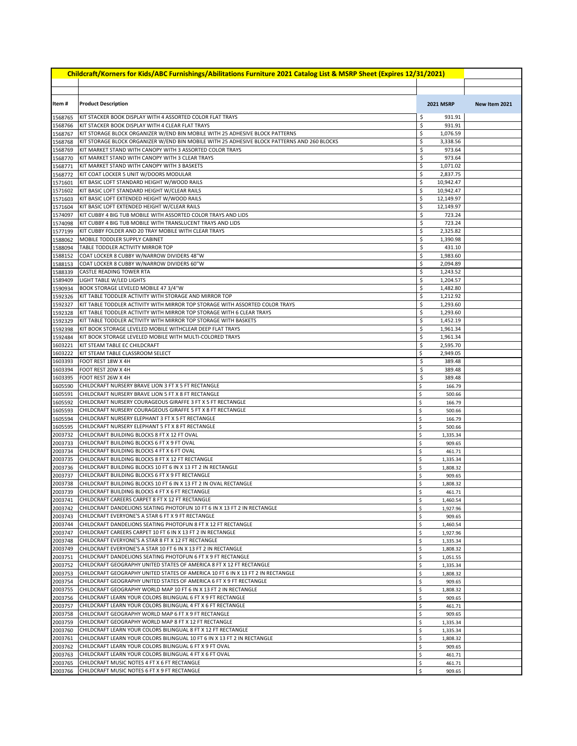# Childcraft/Korners for Kids/ABC Furnishings/Abilitations Furniture 2021 Catalog List & MSRP Sheet (Expires 12/31/2021)

| Item # | Product Description | 2021 MSRP | New Item 2021 |
|---|---|---|---|
| 1568765 | KIT STACKER BOOK DISPLAY WITH 4 ASSORTED COLOR FLAT TRAYS | $ 931.91 | |
| 1568766 | KIT STACKER BOOK DISPLAY WITH 4 CLEAR FLAT TRAYS | $ 931.91 | |
| 1568767 | KIT STORAGE BLOCK ORGANIZER W/END BIN MOBILE WITH 25 ADHESIVE BLOCK PATTERNS | $ 1,076.59 | |
| 1568768 | KIT STORAGE BLOCK ORGANIZER W/END BIN MOBILE WITH 25 ADHESIVE BLOCK PATTERNS AND 260 BLOCKS | $ 3,338.56 | |
| 1568769 | KIT MARKET STAND WITH CANOPY WITH 3 ASSORTED COLOR TRAYS | $ 973.64 | |
| 1568770 | KIT MARKET STAND WITH CANOPY WITH 3 CLEAR TRAYS | $ 973.64 | |
| 1568771 | KIT MARKET STAND WITH CANOPY WITH 3 BASKETS | $ 1,071.02 | |
| 1568772 | KIT COAT LOCKER 5 UNIT W/DOORS MODULAR | $ 2,837.75 | |
| 1571601 | KIT BASIC LOFT STANDARD HEIGHT W/WOOD RAILS | $ 10,942.47 | |
| 1571602 | KIT BASIC LOFT STANDARD HEIGHT W/CLEAR RAILS | $ 10,942.47 | |
| 1571603 | KIT BASIC LOFT EXTENDED HEIGHT W/WOOD RAILS | $ 12,149.97 | |
| 1571604 | KIT BASIC LOFT EXTENDED HEIGHT W/CLEAR RAILS | $ 12,149.97 | |
| 1574097 | KIT CUBBY 4 BIG TUB MOBILE WITH ASSORTED COLOR TRAYS AND LIDS | $ 723.24 | |
| 1574098 | KIT CUBBY 4 BIG TUB MOBILE WITH TRANSLUCENT TRAYS AND LIDS | $ 723.24 | |
| 1577199 | KIT CUBBY FOLDER AND 20 TRAY MOBILE WITH CLEAR TRAYS | $ 2,325.82 | |
| 1588062 | MOBILE TODDLER SUPPLY CABINET | $ 1,390.98 | |
| 1588094 | TABLE TODDLER ACTIVITY MIRROR TOP | $ 431.10 | |
| 1588152 | COAT LOCKER 8 CUBBY W/NARROW DIVIDERS 48"W | $ 1,983.60 | |
| 1588153 | COAT LOCKER 8 CUBBY W/NARROW DIVIDERS 60"W | $ 2,094.89 | |
| 1588339 | CASTLE READING TOWER RTA | $ 1,243.52 | |
| 1589409 | LIGHT TABLE W/LED LIGHTS | $ 1,204.57 | |
| 1590934 | BOOK STORAGE LEVELED MOBILE 47 3/4"W | $ 1,482.80 | |
| 1592326 | KIT TABLE TODDLER ACTIVITY WITH STORAGE AND MIRROR TOP | $ 1,212.92 | |
| 1592327 | KIT TABLE TODDLER ACTIVITY WITH MIRROR TOP STORAGE WITH ASSORTED COLOR TRAYS | $ 1,293.60 | |
| 1592328 | KIT TABLE TODDLER ACTIVITY WITH MIRROR TOP STORAGE WITH 6 CLEAR TRAYS | $ 1,293.60 | |
| 1592329 | KIT TABLE TODDLER ACTIVITY WITH MIRROR TOP STORAGE WITH BASKETS | $ 1,452.19 | |
| 1592398 | KIT BOOK STORAGE LEVELED MOBILE WITHCLEAR DEEP FLAT TRAYS | $ 1,961.34 | |
| 1592484 | KIT BOOK STORAGE LEVELED MOBILE WITH MULTI-COLORED TRAYS | $ 1,961.34 | |
| 1603221 | KIT STEAM TABLE EC CHILDCRAFT | $ 2,595.70 | |
| 1603222 | KIT STEAM TABLE CLASSROOM SELECT | $ 2,949.05 | |
| 1603393 | FOOT REST 18W X 4H | $ 389.48 | |
| 1603394 | FOOT REST 20W X 4H | $ 389.48 | |
| 1603395 | FOOT REST 26W X 4H | $ 389.48 | |
| 1605590 | CHILDCRAFT NURSERY BRAVE LION 3 FT X 5 FT RECTANGLE | $ 166.79 | |
| 1605591 | CHILDCRAFT NURSERY BRAVE LION 5 FT X 8 FT RECTANGLE | $ 500.66 | |
| 1605592 | CHILDCRAFT NURSERY COURAGEOUS GIRAFFE 3 FT X 5 FT RECTANGLE | $ 166.79 | |
| 1605593 | CHILDCRAFT NURSERY COURAGEOUS GIRAFFE 5 FT X 8 FT RECTANGLE | $ 500.66 | |
| 1605594 | CHILDCRAFT NURSERY ELEPHANT 3 FT X 5 FT RECTANGLE | $ 166.79 | |
| 1605595 | CHILDCRAFT NURSERY ELEPHANT 5 FT X 8 FT RECTANGLE | $ 500.66 | |
| 2003732 | CHILDCRAFT BUILDING BLOCKS 8 FT X 12 FT OVAL | $ 1,335.34 | |
| 2003733 | CHILDCRAFT BUILDING BLOCKS 6 FT X 9 FT OVAL | $ 909.65 | |
| 2003734 | CHILDCRAFT BUILDING BLOCKS 4 FT X 6 FT OVAL | $ 461.71 | |
| 2003735 | CHILDCRAFT BUILDING BLOCKS 8 FT X 12 FT RECTANGLE | $ 1,335.34 | |
| 2003736 | CHILDCRAFT BUILDING BLOCKS 10 FT 6 IN X 13 FT 2 IN RECTANGLE | $ 1,808.32 | |
| 2003737 | CHILDCRAFT BUILDING BLOCKS 6 FT X 9 FT RECTANGLE | $ 909.65 | |
| 2003738 | CHILDCRAFT BUILDING BLOCKS 10 FT 6 IN X 13 FT 2 IN OVAL RECTANGLE | $ 1,808.32 | |
| 2003739 | CHILDCRAFT BUILDING BLOCKS 4 FT X 6 FT RECTANGLE | $ 461.71 | |
| 2003741 | CHILDCRAFT CAREERS CARPET 8 FT X 12 FT RECTANGLE | $ 1,460.54 | |
| 2003742 | CHILDCRAFT DANDELIONS SEATING PHOTOFUN 10 FT 6 IN X 13 FT 2 IN RECTANGLE | $ 1,927.96 | |
| 2003743 | CHILDCRAFT EVERYONE'S A STAR 6 FT X 9 FT RECTANGLE | $ 909.65 | |
| 2003744 | CHILDCRAFT DANDELIONS SEATING PHOTOFUN 8 FT X 12 FT RECTANGLE | $ 1,460.54 | |
| 2003747 | CHILDCRAFT CAREERS CARPET 10 FT 6 IN X 13 FT 2 IN RECTANGLE | $ 1,927.96 | |
| 2003748 | CHILDCRAFT EVERYONE'S A STAR 8 FT X 12 FT RECTANGLE | $ 1,335.34 | |
| 2003749 | CHILDCRAFT EVERYONE'S A STAR 10 FT 6 IN X 13 FT 2 IN RECTANGLE | $ 1,808.32 | |
| 2003751 | CHILDCRAFT DANDELIONS SEATING PHOTOFUN 6 FT X 9 FT RECTANGLE | $ 1,051.55 | |
| 2003752 | CHILDCRAFT GEOGRAPHY UNITED STATES OF AMERICA 8 FT X 12 FT RECTANGLE | $ 1,335.34 | |
| 2003753 | CHILDCRAFT GEOGRAPHY UNITED STATES OF AMERICA 10 FT 6 IN X 13 FT 2 IN RECTANGLE | $ 1,808.32 | |
| 2003754 | CHILDCRAFT GEOGRAPHY UNITED STATES OF AMERICA 6 FT X 9 FT RECTANGLE | $ 909.65 | |
| 2003755 | CHILDCRAFT GEOGRAPHY WORLD MAP 10 FT 6 IN X 13 FT 2 IN RECTANGLE | $ 1,808.32 | |
| 2003756 | CHILDCRAFT LEARN YOUR COLORS BILINGUAL 6 FT X 9 FT RECTANGLE | $ 909.65 | |
| 2003757 | CHILDCRAFT LEARN YOUR COLORS BILINGUAL 4 FT X 6 FT RECTANGLE | $ 461.71 | |
| 2003758 | CHILDCRAFT GEOGRAPHY WORLD MAP 6 FT X 9 FT RECTANGLE | $ 909.65 | |
| 2003759 | CHILDCRAFT GEOGRAPHY WORLD MAP 8 FT X 12 FT RECTANGLE | $ 1,335.34 | |
| 2003760 | CHILDCRAFT LEARN YOUR COLORS BILINGUAL 8 FT X 12 FT RECTANGLE | $ 1,335.34 | |
| 2003761 | CHILDCRAFT LEARN YOUR COLORS BILINGUAL 10 FT 6 IN X 13 FT 2 IN RECTANGLE | $ 1,808.32 | |
| 2003762 | CHILDCRAFT LEARN YOUR COLORS BILINGUAL 6 FT X 9 FT OVAL | $ 909.65 | |
| 2003763 | CHILDCRAFT LEARN YOUR COLORS BILINGUAL 4 FT X 6 FT OVAL | $ 461.71 | |
| 2003765 | CHILDCRAFT MUSIC NOTES 4 FT X 6 FT RECTANGLE | $ 461.71 | |
| 2003766 | CHILDCRAFT MUSIC NOTES 6 FT X 9 FT RECTANGLE | $ 909.65 | |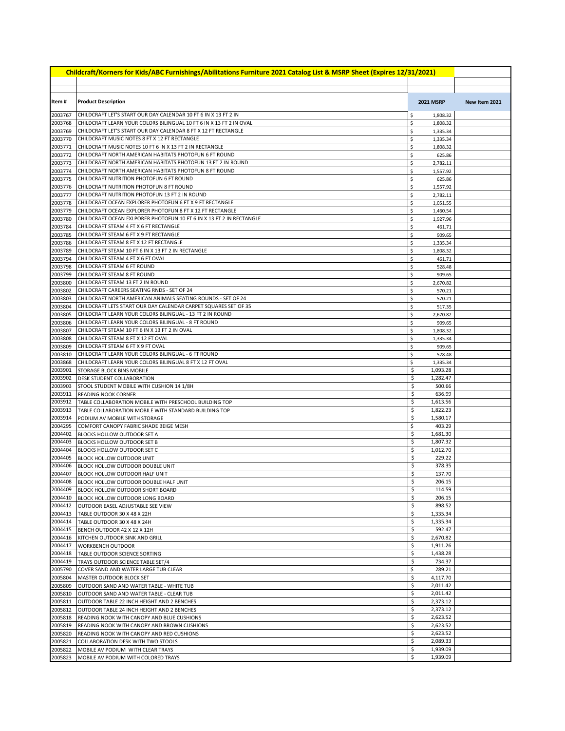| Childcraft/Korners for Kids/ABC Furnishings/Abilitations Furniture 2021 Catalog List & MSRP Sheet (Expires 12/31/2021) | | | |
|---|---|---|---|
| | | | |
| **Item #** | **Product Description** | **2021 MSRP** | **New Item 2021** |
| 2003767 | CHILDCRAFT LET'S START OUR DAY CALENDAR 10 FT 6 IN X 13 FT 2 IN | $ 1,808.32 | |
| 2003768 | CHILDCRAFT LEARN YOUR COLORS BILINGUAL 10 FT 6 IN X 13 FT 2 IN OVAL | $ 1,808.32 | |
| 2003769 | CHILDCRAFT LET'S START OUR DAY CALENDAR 8 FT X 12 FT RECTANGLE | $ 1,335.34 | |
| 2003770 | CHILDCRAFT MUSIC NOTES 8 FT X 12 FT RECTANGLE | $ 1,335.34 | |
| 2003771 | CHILDCRAFT MUSIC NOTES 10 FT 6 IN X 13 FT 2 IN RECTANGLE | $ 1,808.32 | |
| 2003772 | CHILDCRAFT NORTH AMERICAN HABITATS PHOTOFUN 6 FT ROUND | $ 625.86 | |
| 2003773 | CHILDCRAFT NORTH AMERICAN HABITATS PHOTOFUN 13 FT 2 IN ROUND | $ 2,782.11 | |
| 2003774 | CHILDCRAFT NORTH AMERICAN HABITATS PHOTOFUN 8 FT ROUND | $ 1,557.92 | |
| 2003775 | CHILDCRAFT NUTRITION PHOTOFUN 6 FT ROUND | $ 625.86 | |
| 2003776 | CHILDCRAFT NUTRITION PHOTOFUN 8 FT ROUND | $ 1,557.92 | |
| 2003777 | CHILDCRAFT NUTRITION PHOTOFUN 13 FT 2 IN ROUND | $ 2,782.11 | |
| 2003778 | CHILDCRAFT OCEAN EXPLORER PHOTOFUN 6 FT X 9 FT RECTANGLE | $ 1,051.55 | |
| 2003779 | CHILDCRAFT OCEAN EXPLORER PHOTOFUN 8 FT X 12 FT RECTANGLE | $ 1,460.54 | |
| 2003780 | CHILDCRAFT OCEAN EXLPORER PHOTOFUN 10 FT 6 IN X 13 FT 2 IN RECTANGLE | $ 1,927.96 | |
| 2003784 | CHILDCRAFT STEAM 4 FT X 6 FT RECTANGLE | $ 461.71 | |
| 2003785 | CHILDCRAFT STEAM 6 FT X 9 FT RECTANGLE | $ 909.65 | |
| 2003786 | CHILDCRAFT STEAM 8 FT X 12 FT RECTANGLE | $ 1,335.34 | |
| 2003789 | CHILDCRAFT STEAM 10 FT 6 IN X 13 FT 2 IN RECTANGLE | $ 1,808.32 | |
| 2003794 | CHILDCRAFT STEAM 4 FT X 6 FT OVAL | $ 461.71 | |
| 2003798 | CHILDCRAFT STEAM 6 FT ROUND | $ 528.48 | |
| 2003799 | CHILDCRAFT STEAM 8 FT ROUND | $ 909.65 | |
| 2003800 | CHILDCRAFT STEAM 13 FT 2 IN ROUND | $ 2,670.82 | |
| 2003802 | CHILDCRAFT CAREERS SEATING RNDS - SET OF 24 | $ 570.21 | |
| 2003803 | CHILDCRAFT NORTH AMERICAN ANIMALS SEATING ROUNDS - SET OF 24 | $ 570.21 | |
| 2003804 | CHILDCRAFT LETS START OUR DAY CALENDAR CARPET SQUARES SET OF 35 | $ 517.35 | |
| 2003805 | CHILDCRAFT LEARN YOUR COLORS BILINGUAL - 13 FT 2 IN ROUND | $ 2,670.82 | |
| 2003806 | CHILDCRAFT LEARN YOUR COLORS BILINGUAL - 8 FT ROUND | $ 909.65 | |
| 2003807 | CHILDCRAFT STEAM 10 FT 6 IN X 13 FT 2 IN OVAL | $ 1,808.32 | |
| 2003808 | CHILDCRAFT STEAM 8 FT X 12 FT OVAL | $ 1,335.34 | |
| 2003809 | CHILDCRAFT STEAM 6 FT X 9 FT OVAL | $ 909.65 | |
| 2003810 | CHILDCRAFT LEARN YOUR COLORS BILINGUAL - 6 FT ROUND | $ 528.48 | |
| 2003868 | CHILDCRAFT LEARN YOUR COLORS BILINGUAL 8 FT X 12 FT OVAL | $ 1,335.34 | |
| 2003901 | STORAGE BLOCK BINS MOBILE | $ 1,093.28 | |
| 2003902 | DESK STUDENT COLLABORATION | $ 1,282.47 | |
| 2003903 | STOOL STUDENT MOBILE WITH CUSHION 14 1/8H | $ 500.66 | |
| 2003911 | READING NOOK CORNER | $ 636.99 | |
| 2003912 | TABLE COLLABORATION MOBILE WITH PRESCHOOL BUILDING TOP | $ 1,613.56 | |
| 2003913 | TABLE COLLABORATION MOBILE WITH STANDARD BUILDING TOP | $ 1,822.23 | |
| 2003914 | PODIUM AV MOBILE WITH STORAGE | $ 1,580.17 | |
| 2004295 | COMFORT CANOPY FABRIC SHADE BEIGE MESH | $ 403.29 | |
| 2004402 | BLOCKS HOLLOW OUTDOOR SET A | $ 1,681.30 | |
| 2004403 | BLOCKS HOLLOW OUTDOOR SET B | $ 1,807.32 | |
| 2004404 | BLOCKS HOLLOW OUTDOOR SET C | $ 1,012.70 | |
| 2004405 | BLOCK HOLLOW OUTDOOR UNIT | $ 229.22 | |
| 2004406 | BLOCK HOLLOW OUTDOOR DOUBLE UNIT | $ 378.35 | |
| 2004407 | BLOCK HOLLOW OUTDOOR HALF UNIT | $ 137.70 | |
| 2004408 | BLOCK HOLLOW OUTDOOR DOUBLE HALF UNIT | $ 206.15 | |
| 2004409 | BLOCK HOLLOW OUTDOOR SHORT BOARD | $ 114.59 | |
| 2004410 | BLOCK HOLLOW OUTDOOR LONG BOARD | $ 206.15 | |
| 2004412 | OUTDOOR EASEL ADJUSTABLE SEE VIEW | $ 898.52 | |
| 2004413 | TABLE OUTDOOR 30 X 48 X 22H | $ 1,335.34 | |
| 2004414 | TABLE OUTDOOR 30 X 48 X 24H | $ 1,335.34 | |
| 2004415 | BENCH OUTDOOR 42 X 12 X 12H | $ 592.47 | |
| 2004416 | KITCHEN OUTDOOR SINK AND GRILL | $ 2,670.82 | |
| 2004417 | WORKBENCH OUTDOOR | $ 1,911.26 | |
| 2004418 | TABLE OUTDOOR SCIENCE SORTING | $ 1,438.28 | |
| 2004419 | TRAYS OUTDOOR SCIENCE TABLE SET/4 | $ 734.37 | |
| 2005790 | COVER SAND AND WATER LARGE TUB CLEAR | $ 289.21 | |
| 2005804 | MASTER OUTDOOR BLOCK SET | $ 4,117.70 | |
| 2005809 | OUTDOOR SAND AND WATER TABLE - WHITE TUB | $ 2,011.42 | |
| 2005810 | OUTDOOR SAND AND WATER TABLE - CLEAR TUB | $ 2,011.42 | |
| 2005811 | OUTDOOR TABLE 22 INCH HEIGHT AND 2 BENCHES | $ 2,373.12 | |
| 2005812 | OUTDOOR TABLE 24 INCH HEIGHT AND 2 BENCHES | $ 2,373.12 | |
| 2005818 | READING NOOK WITH CANOPY AND BLUE CUSHIONS | $ 2,623.52 | |
| 2005819 | READING NOOK WITH CANOPY AND BROWN CUSHIONS | $ 2,623.52 | |
| 2005820 | READING NOOK WITH CANOPY AND RED CUSHIONS | $ 2,623.52 | |
| 2005821 | COLLABORATION DESK WITH TWO STOOLS | $ 2,089.33 | |
| 2005822 | MOBILE AV PODIUM WITH CLEAR TRAYS | $ 1,939.09 | |
| 2005823 | MOBILE AV PODIUM WITH COLORED TRAYS | $ 1,939.09 | |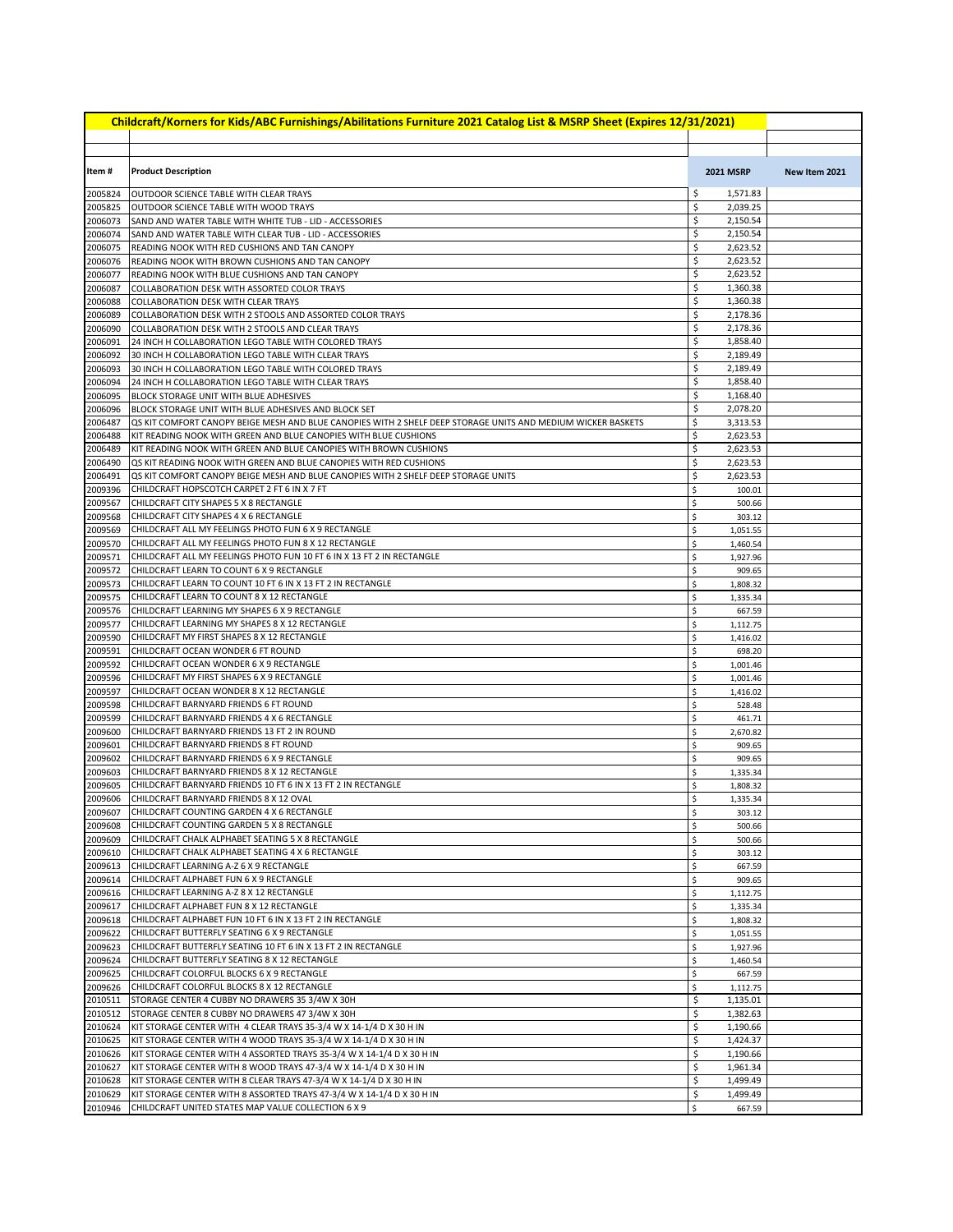| Childcraft/Korners for Kids/ABC Furnishings/Abilitations Furniture 2021 Catalog List & MSRP Sheet (Expires 12/31/2021) | | | |
|---|---|---|---|
| **Item #** | **Product Description** | **2021 MSRP** | **New Item 2021** |
| 2005824 | OUTDOOR SCIENCE TABLE WITH CLEAR TRAYS | $ 1,571.83 | |
| 2005825 | OUTDOOR SCIENCE TABLE WITH WOOD TRAYS | $ 2,039.25 | |
| 2006073 | SAND AND WATER TABLE WITH WHITE TUB - LID - ACCESSORIES | $ 2,150.54 | |
| 2006074 | SAND AND WATER TABLE WITH CLEAR TUB - LID - ACCESSORIES | $ 2,150.54 | |
| 2006075 | READING NOOK WITH RED CUSHIONS AND TAN CANOPY | $ 2,623.52 | |
| 2006076 | READING NOOK WITH BROWN CUSHIONS AND TAN CANOPY | $ 2,623.52 | |
| 2006077 | READING NOOK WITH BLUE CUSHIONS AND TAN CANOPY | $ 2,623.52 | |
| 2006087 | COLLABORATION DESK WITH ASSORTED COLOR TRAYS | $ 1,360.38 | |
| 2006088 | COLLABORATION DESK WITH CLEAR TRAYS | $ 1,360.38 | |
| 2006089 | COLLABORATION DESK WITH 2 STOOLS AND ASSORTED COLOR TRAYS | $ 2,178.36 | |
| 2006090 | COLLABORATION DESK WITH 2 STOOLS AND CLEAR TRAYS | $ 2,178.36 | |
| 2006091 | 24 INCH H COLLABORATION LEGO TABLE WITH COLORED TRAYS | $ 1,858.40 | |
| 2006092 | 30 INCH H COLLABORATION LEGO TABLE WITH CLEAR TRAYS | $ 2,189.49 | |
| 2006093 | 30 INCH H COLLABORATION LEGO TABLE WITH COLORED TRAYS | $ 2,189.49 | |
| 2006094 | 24 INCH H COLLABORATION LEGO TABLE WITH CLEAR TRAYS | $ 1,858.40 | |
| 2006095 | BLOCK STORAGE UNIT WITH BLUE ADHESIVES | $ 1,168.40 | |
| 2006096 | BLOCK STORAGE UNIT WITH BLUE ADHESIVES AND BLOCK SET | $ 2,078.20 | |
| 2006487 | QS KIT COMFORT CANOPY BEIGE MESH AND BLUE CANOPIES WITH 2 SHELF DEEP STORAGE UNITS AND MEDIUM WICKER BASKETS | $ 3,313.53 | |
| 2006488 | KIT READING NOOK WITH GREEN AND BLUE CANOPIES WITH BLUE CUSHIONS | $ 2,623.53 | |
| 2006489 | KIT READING NOOK WITH GREEN AND BLUE CANOPIES WITH BROWN CUSHIONS | $ 2,623.53 | |
| 2006490 | QS KIT READING NOOK WITH GREEN AND BLUE CANOPIES WITH RED CUSHIONS | $ 2,623.53 | |
| 2006491 | QS KIT COMFORT CANOPY BEIGE MESH AND BLUE CANOPIES WITH 2 SHELF DEEP STORAGE UNITS | $ 2,623.53 | |
| 2009396 | CHILDCRAFT HOPSCOTCH CARPET 2 FT 6 IN X 7 FT | $ 100.01 | |
| 2009567 | CHILDCRAFT CITY SHAPES 5 X 8 RECTANGLE | $ 500.66 | |
| 2009568 | CHILDCRAFT CITY SHAPES 4 X 6 RECTANGLE | $ 303.12 | |
| 2009569 | CHILDCRAFT ALL MY FEELINGS PHOTO FUN 6 X 9 RECTANGLE | $ 1,051.55 | |
| 2009570 | CHILDCRAFT ALL MY FEELINGS PHOTO FUN 8 X 12 RECTANGLE | $ 1,460.54 | |
| 2009571 | CHILDCRAFT ALL MY FEELINGS PHOTO FUN 10 FT 6 IN X 13 FT 2 IN RECTANGLE | $ 1,927.96 | |
| 2009572 | CHILDCRAFT LEARN TO COUNT 6 X 9 RECTANGLE | $ 909.65 | |
| 2009573 | CHILDCRAFT LEARN TO COUNT 10 FT 6 IN X 13 FT 2 IN RECTANGLE | $ 1,808.32 | |
| 2009575 | CHILDCRAFT LEARN TO COUNT 8 X 12 RECTANGLE | $ 1,335.34 | |
| 2009576 | CHILDCRAFT LEARNING MY SHAPES 6 X 9 RECTANGLE | $ 667.59 | |
| 2009577 | CHILDCRAFT LEARNING MY SHAPES 8 X 12 RECTANGLE | $ 1,112.75 | |
| 2009590 | CHILDCRAFT MY FIRST SHAPES 8 X 12 RECTANGLE | $ 1,416.02 | |
| 2009591 | CHILDCRAFT OCEAN WONDER 6 FT ROUND | $ 698.20 | |
| 2009592 | CHILDCRAFT OCEAN WONDER 6 X 9 RECTANGLE | $ 1,001.46 | |
| 2009596 | CHILDCRAFT MY FIRST SHAPES 6 X 9 RECTANGLE | $ 1,001.46 | |
| 2009597 | CHILDCRAFT OCEAN WONDER 8 X 12 RECTANGLE | $ 1,416.02 | |
| 2009598 | CHILDCRAFT BARNYARD FRIENDS 6 FT ROUND | $ 528.48 | |
| 2009599 | CHILDCRAFT BARNYARD FRIENDS 4 X 6 RECTANGLE | $ 461.71 | |
| 2009600 | CHILDCRAFT BARNYARD FRIENDS 13 FT 2 IN ROUND | $ 2,670.82 | |
| 2009601 | CHILDCRAFT BARNYARD FRIENDS 8 FT ROUND | $ 909.65 | |
| 2009602 | CHILDCRAFT BARNYARD FRIENDS 6 X 9 RECTANGLE | $ 909.65 | |
| 2009603 | CHILDCRAFT BARNYARD FRIENDS 8 X 12 RECTANGLE | $ 1,335.34 | |
| 2009605 | CHILDCRAFT BARNYARD FRIENDS 10 FT 6 IN X 13 FT 2 IN RECTANGLE | $ 1,808.32 | |
| 2009606 | CHILDCRAFT BARNYARD FRIENDS 8 X 12 OVAL | $ 1,335.34 | |
| 2009607 | CHILDCRAFT COUNTING GARDEN 4 X 6 RECTANGLE | $ 303.12 | |
| 2009608 | CHILDCRAFT COUNTING GARDEN 5 X 8 RECTANGLE | $ 500.66 | |
| 2009609 | CHILDCRAFT CHALK ALPHABET SEATING 5 X 8 RECTANGLE | $ 500.66 | |
| 2009610 | CHILDCRAFT CHALK ALPHABET SEATING 4 X 6 RECTANGLE | $ 303.12 | |
| 2009613 | CHILDCRAFT LEARNING A-Z 6 X 9 RECTANGLE | $ 667.59 | |
| 2009614 | CHILDCRAFT ALPHABET FUN 6 X 9 RECTANGLE | $ 909.65 | |
| 2009616 | CHILDCRAFT LEARNING A-Z 8 X 12 RECTANGLE | $ 1,112.75 | |
| 2009617 | CHILDCRAFT ALPHABET FUN 8 X 12 RECTANGLE | $ 1,335.34 | |
| 2009618 | CHILDCRAFT ALPHABET FUN 10 FT 6 IN X 13 FT 2 IN RECTANGLE | $ 1,808.32 | |
| 2009622 | CHILDCRAFT BUTTERFLY SEATING 6 X 9 RECTANGLE | $ 1,051.55 | |
| 2009623 | CHILDCRAFT BUTTERFLY SEATING 10 FT 6 IN X 13 FT 2 IN RECTANGLE | $ 1,927.96 | |
| 2009624 | CHILDCRAFT BUTTERFLY SEATING 8 X 12 RECTANGLE | $ 1,460.54 | |
| 2009625 | CHILDCRAFT COLORFUL BLOCKS 6 X 9 RECTANGLE | $ 667.59 | |
| 2009626 | CHILDCRAFT COLORFUL BLOCKS 8 X 12 RECTANGLE | $ 1,112.75 | |
| 2010511 | STORAGE CENTER 4 CUBBY NO DRAWERS 35 3/4W X 30H | $ 1,135.01 | |
| 2010512 | STORAGE CENTER 8 CUBBY NO DRAWERS 47 3/4W X 30H | $ 1,382.63 | |
| 2010624 | KIT STORAGE CENTER WITH 4 CLEAR TRAYS 35-3/4 W X 14-1/4 D X 30 H IN | $ 1,190.66 | |
| 2010625 | KIT STORAGE CENTER WITH 4 WOOD TRAYS 35-3/4 W X 14-1/4 D X 30 H IN | $ 1,424.37 | |
| 2010626 | KIT STORAGE CENTER WITH 4 ASSORTED TRAYS 35-3/4 W X 14-1/4 D X 30 H IN | $ 1,190.66 | |
| 2010627 | KIT STORAGE CENTER WITH 8 WOOD TRAYS 47-3/4 W X 14-1/4 D X 30 H IN | $ 1,961.34 | |
| 2010628 | KIT STORAGE CENTER WITH 8 CLEAR TRAYS 47-3/4 W X 14-1/4 D X 30 H IN | $ 1,499.49 | |
| 2010629 | KIT STORAGE CENTER WITH 8 ASSORTED TRAYS 47-3/4 W X 14-1/4 D X 30 H IN | $ 1,499.49 | |
| 2010946 | CHILDCRAFT UNITED STATES MAP VALUE COLLECTION 6 X 9 | $ 667.59 | |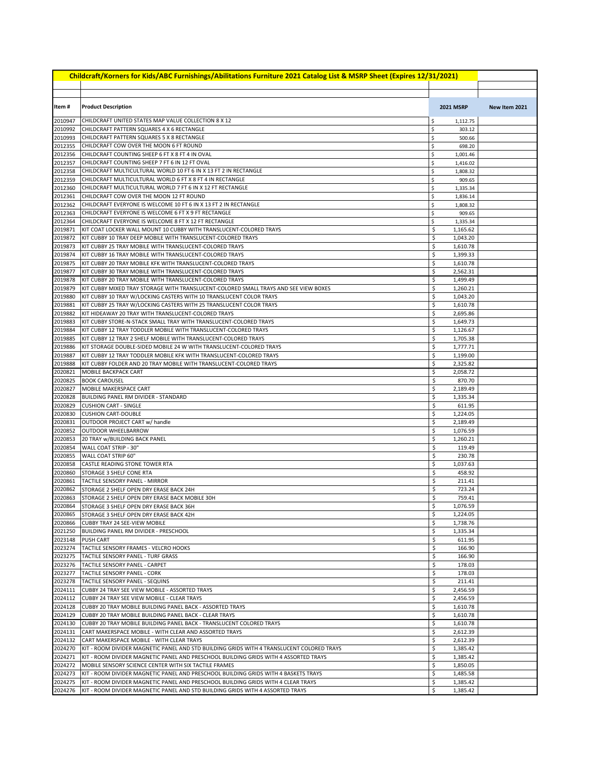# Childcraft/Korners for Kids/ABC Furnishings/Abilitations Furniture 2021 Catalog List & MSRP Sheet (Expires 12/31/2021)

| Item # | Product Description | 2021 MSRP | New Item 2021 |
|---|---|---|---|
| 2010947 | CHILDCRAFT UNITED STATES MAP VALUE COLLECTION 8 X 12 | $ 1,112.75 | |
| 2010992 | CHILDCRAFT PATTERN SQUARES 4 X 6 RECTANGLE | $ 303.12 | |
| 2010993 | CHILDCRAFT PATTERN SQUARES 5 X 8 RECTANGLE | $ 500.66 | |
| 2012355 | CHILDCRAFT COW OVER THE MOON 6 FT ROUND | $ 698.20 | |
| 2012356 | CHILDCRAFT COUNTING SHEEP 6 FT X 8 FT 4 IN OVAL | $ 1,001.46 | |
| 2012357 | CHILDCRAFT COUNTING SHEEP 7 FT 6 IN 12 FT OVAL | $ 1,416.02 | |
| 2012358 | CHILDCRAFT MULTICULTURAL WORLD 10 FT 6 IN X 13 FT 2 IN RECTANGLE | $ 1,808.32 | |
| 2012359 | CHILDCRAFT MULTICULTURAL WORLD 6 FT X 8 FT 4 IN RECTANGLE | $ 909.65 | |
| 2012360 | CHILDCRAFT MULTICULTURAL WORLD 7 FT 6 IN X 12 FT RECTANGLE | $ 1,335.34 | |
| 2012361 | CHILDCRAFT COW OVER THE MOON 12 FT ROUND | $ 1,836.14 | |
| 2012362 | CHILDCRAFT EVERYONE IS WELCOME 10 FT 6 IN X 13 FT 2 IN RECTANGLE | $ 1,808.32 | |
| 2012363 | CHILDCRAFT EVERYONE IS WELCOME 6 FT X 9 FT RECTANGLE | $ 909.65 | |
| 2012364 | CHILDCRAFT EVERYONE IS WELCOME 8 FT X 12 FT RECTANGLE | $ 1,335.34 | |
| 2019871 | KIT COAT LOCKER WALL MOUNT 10 CUBBY WITH TRANSLUCENT-COLORED TRAYS | $ 1,165.62 | |
| 2019872 | KIT CUBBY 10 TRAY DEEP MOBILE WITH TRANSLUCENT-COLORED TRAYS | $ 1,043.20 | |
| 2019873 | KIT CUBBY 25 TRAY MOBILE WITH TRANSLUCENT-COLORED TRAYS | $ 1,610.78 | |
| 2019874 | KIT CUBBY 16 TRAY MOBILE WITH TRANSLUCENT-COLORED TRAYS | $ 1,399.33 | |
| 2019875 | KIT CUBBY 20 TRAY MOBILE KFK WITH TRANSLUCENT-COLORED TRAYS | $ 1,610.78 | |
| 2019877 | KIT CUBBY 30 TRAY MOBILE WITH TRANSLUCENT-COLORED TRAYS | $ 2,562.31 | |
| 2019878 | KIT CUBBY 20 TRAY MOBILE WITH TRANSLUCENT-COLORED TRAYS | $ 1,499.49 | |
| 2019879 | KIT CUBBY MIXED TRAY STORAGE WITH TRANSLUCENT-COLORED SMALL TRAYS AND SEE VIEW BOXES | $ 1,260.21 | |
| 2019880 | KIT CUBBY 10 TRAY W/LOCKING CASTERS WITH 10 TRANSLUCENT COLOR TRAYS | $ 1,043.20 | |
| 2019881 | KIT CUBBY 25 TRAY W/LOCKING CASTERS WITH 25 TRANSLUCENT COLOR TRAYS | $ 1,610.78 | |
| 2019882 | KIT HIDEAWAY 20 TRAY WITH TRANSLUCENT-COLORED TRAYS | $ 2,695.86 | |
| 2019883 | KIT CUBBY STORE-N-STACK SMALL TRAY WITH TRANSLUCENT-COLORED TRAYS | $ 1,649.73 | |
| 2019884 | KIT CUBBY 12 TRAY TODDLER MOBILE WITH TRANSLUCENT-COLORED TRAYS | $ 1,126.67 | |
| 2019885 | KIT CUBBY 12 TRAY 2 SHELF MOBILE WITH TRANSLUCENT-COLORED TRAYS | $ 1,705.38 | |
| 2019886 | KIT STORAGE DOUBLE-SIDED MOBILE 24 W WITH TRANSLUCENT-COLORED TRAYS | $ 1,777.71 | |
| 2019887 | KIT CUBBY 12 TRAY TODDLER MOBILE KFK WITH TRANSLUCENT-COLORED TRAYS | $ 1,199.00 | |
| 2019888 | KIT CUBBY FOLDER AND 20 TRAY MOBILE WITH TRANSLUCENT-COLORED TRAYS | $ 2,325.82 | |
| 2020821 | MOBILE BACKPACK CART | $ 2,058.72 | |
| 2020825 | BOOK CAROUSEL | $ 870.70 | |
| 2020827 | MOBILE MAKERSPACE CART | $ 2,189.49 | |
| 2020828 | BUILDING PANEL RM DIVIDER - STANDARD | $ 1,335.34 | |
| 2020829 | CUSHION CART - SINGLE | $ 611.95 | |
| 2020830 | CUSHION CART-DOUBLE | $ 1,224.05 | |
| 2020831 | OUTDOOR PROJECT CART w/ handle | $ 2,189.49 | |
| 2020852 | OUTDOOR WHEELBARROW | $ 1,076.59 | |
| 2020853 | 20 TRAY w/BUILDING BACK PANEL | $ 1,260.21 | |
| 2020854 | WALL COAT STRIP - 30" | $ 119.49 | |
| 2020855 | WALL COAT STRIP 60" | $ 230.78 | |
| 2020858 | CASTLE READING STONE TOWER RTA | $ 1,037.63 | |
| 2020860 | STORAGE 3 SHELF CONE RTA | $ 458.92 | |
| 2020861 | TACTILE SENSORY PANEL - MIRROR | $ 211.41 | |
| 2020862 | STORAGE 2 SHELF OPEN DRY ERASE BACK 24H | $ 723.24 | |
| 2020863 | STORAGE 2 SHELF OPEN DRY ERASE BACK MOBILE 30H | $ 759.41 | |
| 2020864 | STORAGE 3 SHELF OPEN DRY ERASE BACK 36H | $ 1,076.59 | |
| 2020865 | STORAGE 3 SHELF OPEN DRY ERASE BACK 42H | $ 1,224.05 | |
| 2020866 | CUBBY TRAY 24 SEE-VIEW MOBILE | $ 1,738.76 | |
| 2021250 | BUILDING PANEL RM DIVIDER - PRESCHOOL | $ 1,335.34 | |
| 2023148 | PUSH CART | $ 611.95 | |
| 2023274 | TACTILE SENSORY FRAMES - VELCRO HOOKS | $ 166.90 | |
| 2023275 | TACTILE SENSORY PANEL - TURF GRASS | $ 166.90 | |
| 2023276 | TACTILE SENSORY PANEL - CARPET | $ 178.03 | |
| 2023277 | TACTILE SENSORY PANEL - CORK | $ 178.03 | |
| 2023278 | TACTILE SENSORY PANEL - SEQUINS | $ 211.41 | |
| 2024111 | CUBBY 24 TRAY SEE VIEW MOBILE - ASSORTED TRAYS | $ 2,456.59 | |
| 2024112 | CUBBY 24 TRAY SEE VIEW MOBILE - CLEAR TRAYS | $ 2,456.59 | |
| 2024128 | CUBBY 20 TRAY MOBILE BUILDING PANEL BACK - ASSORTED TRAYS | $ 1,610.78 | |
| 2024129 | CUBBY 20 TRAY MOBILE BUILDING PANEL BACK - CLEAR TRAYS | $ 1,610.78 | |
| 2024130 | CUBBY 20 TRAY MOBILE BUILDING PANEL BACK - TRANSLUCENT COLORED TRAYS | $ 1,610.78 | |
| 2024131 | CART MAKERSPACE MOBILE - WITH CLEAR AND ASSORTED TRAYS | $ 2,612.39 | |
| 2024132 | CART MAKERSPACE MOBILE - WITH CLEAR TRAYS | $ 2,612.39 | |
| 2024270 | KIT - ROOM DIVIDER MAGNETIC PANEL AND STD BUILDING GRIDS WITH 4 TRANSLUCENT COLORED TRAYS | $ 1,385.42 | |
| 2024271 | KIT - ROOM DIVIDER MAGNETIC PANEL AND PRESCHOOL BUILDING GRIDS WITH 4 ASSORTED TRAYS | $ 1,385.42 | |
| 2024272 | MOBILE SENSORY SCIENCE CENTER WITH SIX TACTILE FRAMES | $ 1,850.05 | |
| 2024273 | KIT - ROOM DIVIDER MAGNETIC PANEL AND PRESCHOOL BUILDING GRIDS WITH 4 BASKETS TRAYS | $ 1,485.58 | |
| 2024275 | KIT - ROOM DIVIDER MAGNETIC PANEL AND PRESCHOOL BUILDING GRIDS WITH 4 CLEAR TRAYS | $ 1,385.42 | |
| 2024276 | KIT - ROOM DIVIDER MAGNETIC PANEL AND STD BUILDING GRIDS WITH 4 ASSORTED TRAYS | $ 1,385.42 | |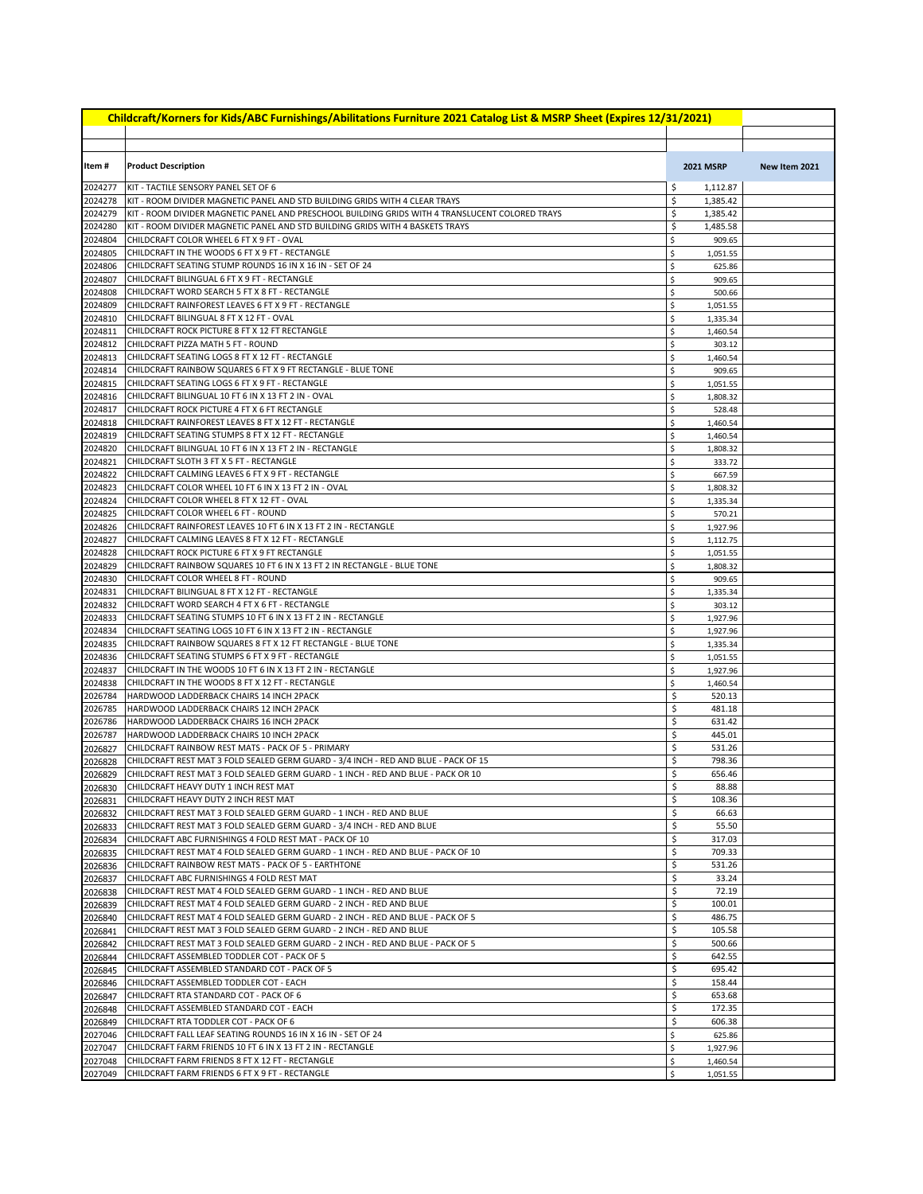| Childcraft/Korners for Kids/ABC Furnishings/Abilitations Furniture 2021 Catalog List & MSRP Sheet (Expires 12/31/2021) | | | |
|---|---|---|---|
| **Item #** | **Product Description** | **2021 MSRP** | **New Item 2021** |
| 2024277 | KIT - TACTILE SENSORY PANEL SET OF 6 | $ 1,112.87 | |
| 2024278 | KIT - ROOM DIVIDER MAGNETIC PANEL AND STD BUILDING GRIDS WITH 4 CLEAR TRAYS | $ 1,385.42 | |
| 2024279 | KIT - ROOM DIVIDER MAGNETIC PANEL AND PRESCHOOL BUILDING GRIDS WITH 4 TRANSLUCENT COLORED TRAYS | $ 1,385.42 | |
| 2024280 | KIT - ROOM DIVIDER MAGNETIC PANEL AND STD BUILDING GRIDS WITH 4 BASKETS TRAYS | $ 1,485.58 | |
| 2024804 | CHILDCRAFT COLOR WHEEL 6 FT X 9 FT - OVAL | $ 909.65 | |
| 2024805 | CHILDCRAFT IN THE WOODS 6 FT X 9 FT - RECTANGLE | $ 1,051.55 | |
| 2024806 | CHILDCRAFT SEATING STUMP ROUNDS 16 IN X 16 IN - SET OF 24 | $ 625.86 | |
| 2024807 | CHILDCRAFT BILINGUAL 6 FT X 9 FT - RECTANGLE | $ 909.65 | |
| 2024808 | CHILDCRAFT WORD SEARCH 5 FT X 8 FT - RECTANGLE | $ 500.66 | |
| 2024809 | CHILDCRAFT RAINFOREST LEAVES 6 FT X 9 FT - RECTANGLE | $ 1,051.55 | |
| 2024810 | CHILDCRAFT BILINGUAL 8 FT X 12 FT - OVAL | $ 1,335.34 | |
| 2024811 | CHILDCRAFT ROCK PICTURE 8 FT X 12 FT RECTANGLE | $ 1,460.54 | |
| 2024812 | CHILDCRAFT PIZZA MATH 5 FT - ROUND | $ 303.12 | |
| 2024813 | CHILDCRAFT SEATING LOGS 8 FT X 12 FT - RECTANGLE | $ 1,460.54 | |
| 2024814 | CHILDCRAFT RAINBOW SQUARES 6 FT X 9 FT RECTANGLE - BLUE TONE | $ 909.65 | |
| 2024815 | CHILDCRAFT SEATING LOGS 6 FT X 9 FT - RECTANGLE | $ 1,051.55 | |
| 2024816 | CHILDCRAFT BILINGUAL 10 FT 6 IN X 13 FT 2 IN - OVAL | $ 1,808.32 | |
| 2024817 | CHILDCRAFT ROCK PICTURE 4 FT X 6 FT RECTANGLE | $ 528.48 | |
| 2024818 | CHILDCRAFT RAINFOREST LEAVES 8 FT X 12 FT - RECTANGLE | $ 1,460.54 | |
| 2024819 | CHILDCRAFT SEATING STUMPS 8 FT X 12 FT - RECTANGLE | $ 1,460.54 | |
| 2024820 | CHILDCRAFT BILINGUAL 10 FT 6 IN X 13 FT 2 IN - RECTANGLE | $ 1,808.32 | |
| 2024821 | CHILDCRAFT SLOTH 3 FT X 5 FT - RECTANGLE | $ 333.72 | |
| 2024822 | CHILDCRAFT CALMING LEAVES 6 FT X 9 FT - RECTANGLE | $ 667.59 | |
| 2024823 | CHILDCRAFT COLOR WHEEL 10 FT 6 IN X 13 FT 2 IN - OVAL | $ 1,808.32 | |
| 2024824 | CHILDCRAFT COLOR WHEEL 8 FT X 12 FT - OVAL | $ 1,335.34 | |
| 2024825 | CHILDCRAFT COLOR WHEEL 6 FT - ROUND | $ 570.21 | |
| 2024826 | CHILDCRAFT RAINFOREST LEAVES 10 FT 6 IN X 13 FT 2 IN - RECTANGLE | $ 1,927.96 | |
| 2024827 | CHILDCRAFT CALMING LEAVES 8 FT X 12 FT - RECTANGLE | $ 1,112.75 | |
| 2024828 | CHILDCRAFT ROCK PICTURE 6 FT X 9 FT RECTANGLE | $ 1,051.55 | |
| 2024829 | CHILDCRAFT RAINBOW SQUARES 10 FT 6 IN X 13 FT 2 IN RECTANGLE - BLUE TONE | $ 1,808.32 | |
| 2024830 | CHILDCRAFT COLOR WHEEL 8 FT - ROUND | $ 909.65 | |
| 2024831 | CHILDCRAFT BILINGUAL 8 FT X 12 FT - RECTANGLE | $ 1,335.34 | |
| 2024832 | CHILDCRAFT WORD SEARCH 4 FT X 6 FT - RECTANGLE | $ 303.12 | |
| 2024833 | CHILDCRAFT SEATING STUMPS 10 FT 6 IN X 13 FT 2 IN - RECTANGLE | $ 1,927.96 | |
| 2024834 | CHILDCRAFT SEATING LOGS 10 FT 6 IN X 13 FT 2 IN - RECTANGLE | $ 1,927.96 | |
| 2024835 | CHILDCRAFT RAINBOW SQUARES 8 FT X 12 FT RECTANGLE - BLUE TONE | $ 1,335.34 | |
| 2024836 | CHILDCRAFT SEATING STUMPS 6 FT X 9 FT - RECTANGLE | $ 1,051.55 | |
| 2024837 | CHILDCRAFT IN THE WOODS 10 FT 6 IN X 13 FT 2 IN - RECTANGLE | $ 1,927.96 | |
| 2024838 | CHILDCRAFT IN THE WOODS 8 FT X 12 FT - RECTANGLE | $ 1,460.54 | |
| 2026784 | HARDWOOD LADDERBACK CHAIRS 14 INCH 2PACK | $ 520.13 | |
| 2026785 | HARDWOOD LADDERBACK CHAIRS 12 INCH 2PACK | $ 481.18 | |
| 2026786 | HARDWOOD LADDERBACK CHAIRS 16 INCH 2PACK | $ 631.42 | |
| 2026787 | HARDWOOD LADDERBACK CHAIRS 10 INCH 2PACK | $ 445.01 | |
| 2026827 | CHILDCRAFT RAINBOW REST MATS - PACK OF 5 - PRIMARY | $ 531.26 | |
| 2026828 | CHILDCRAFT REST MAT 3 FOLD SEALED GERM GUARD - 3/4 INCH - RED AND BLUE - PACK OF 15 | $ 798.36 | |
| 2026829 | CHILDCRAFT REST MAT 3 FOLD SEALED GERM GUARD - 1 INCH - RED AND BLUE - PACK OR 10 | $ 656.46 | |
| 2026830 | CHILDCRAFT HEAVY DUTY 1 INCH REST MAT | $ 88.88 | |
| 2026831 | CHILDCRAFT HEAVY DUTY 2 INCH REST MAT | $ 108.36 | |
| 2026832 | CHILDCRAFT REST MAT 3 FOLD SEALED GERM GUARD - 1 INCH - RED AND BLUE | $ 66.63 | |
| 2026833 | CHILDCRAFT REST MAT 3 FOLD SEALED GERM GUARD - 3/4 INCH - RED AND BLUE | $ 55.50 | |
| 2026834 | CHILDCRAFT ABC FURNISHINGS 4 FOLD REST MAT - PACK OF 10 | $ 317.03 | |
| 2026835 | CHILDCRAFT REST MAT 4 FOLD SEALED GERM GUARD - 1 INCH - RED AND BLUE - PACK OF 10 | $ 709.33 | |
| 2026836 | CHILDCRAFT RAINBOW REST MATS - PACK OF 5 - EARTHTONE | $ 531.26 | |
| 2026837 | CHILDCRAFT ABC FURNISHINGS 4 FOLD REST MAT | $ 33.24 | |
| 2026838 | CHILDCRAFT REST MAT 4 FOLD SEALED GERM GUARD - 1 INCH - RED AND BLUE | $ 72.19 | |
| 2026839 | CHILDCRAFT REST MAT 4 FOLD SEALED GERM GUARD - 2 INCH - RED AND BLUE | $ 100.01 | |
| 2026840 | CHILDCRAFT REST MAT 4 FOLD SEALED GERM GUARD - 2 INCH - RED AND BLUE - PACK OF 5 | $ 486.75 | |
| 2026841 | CHILDCRAFT REST MAT 3 FOLD SEALED GERM GUARD - 2 INCH - RED AND BLUE | $ 105.58 | |
| 2026842 | CHILDCRAFT REST MAT 3 FOLD SEALED GERM GUARD - 2 INCH - RED AND BLUE - PACK OF 5 | $ 500.66 | |
| 2026844 | CHILDCRAFT ASSEMBLED TODDLER COT - PACK OF 5 | $ 642.55 | |
| 2026845 | CHILDCRAFT ASSEMBLED STANDARD COT - PACK OF 5 | $ 695.42 | |
| 2026846 | CHILDCRAFT ASSEMBLED TODDLER COT - EACH | $ 158.44 | |
| 2026847 | CHILDCRAFT RTA STANDARD COT - PACK OF 6 | $ 653.68 | |
| 2026848 | CHILDCRAFT ASSEMBLED STANDARD COT - EACH | $ 172.35 | |
| 2026849 | CHILDCRAFT RTA TODDLER COT - PACK OF 6 | $ 606.38 | |
| 2027046 | CHILDCRAFT FALL LEAF SEATING ROUNDS 16 IN X 16 IN - SET OF 24 | $ 625.86 | |
| 2027047 | CHILDCRAFT FARM FRIENDS 10 FT 6 IN X 13 FT 2 IN - RECTANGLE | $ 1,927.96 | |
| 2027048 | CHILDCRAFT FARM FRIENDS 8 FT X 12 FT - RECTANGLE | $ 1,460.54 | |
| 2027049 | CHILDCRAFT FARM FRIENDS 6 FT X 9 FT - RECTANGLE | $ 1,051.55 | |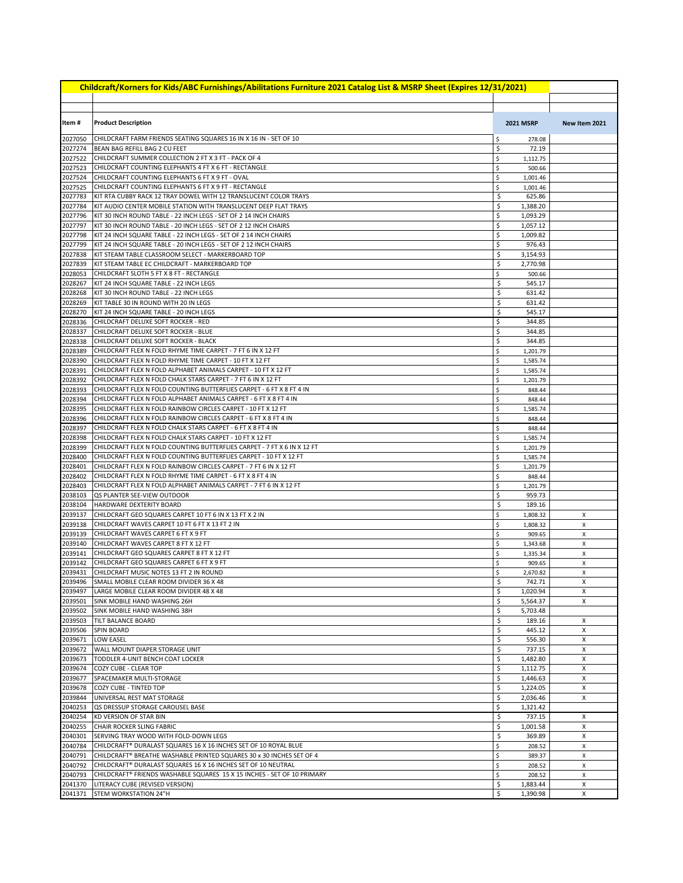| Childcraft/Korners for Kids/ABC Furnishings/Abilitations Furniture 2021 Catalog List & MSRP Sheet (Expires 12/31/2021) | | | |
|---|---|---|---|
| **Item #** | **Product Description** | **2021 MSRP** | **New Item 2021** |
| 2027050 | CHILDCRAFT FARM FRIENDS SEATING SQUARES 16 IN X 16 IN - SET OF 10 | $ 278.08 | |
| 2027274 | BEAN BAG REFILL BAG 2 CU FEET | $ 72.19 | |
| 2027522 | CHILDCRAFT SUMMER COLLECTION 2 FT X 3 FT - PACK OF 4 | $ 1,112.75 | |
| 2027523 | CHILDCRAFT COUNTING ELEPHANTS 4 FT X 6 FT - RECTANGLE | $ 500.66 | |
| 2027524 | CHILDCRAFT COUNTING ELEPHANTS 6 FT X 9 FT - OVAL | $ 1,001.46 | |
| 2027525 | CHILDCRAFT COUNTING ELEPHANTS 6 FT X 9 FT - RECTANGLE | $ 1,001.46 | |
| 2027783 | KIT RTA CUBBY RACK 12 TRAY DOWEL WITH 12 TRANSLUCENT COLOR TRAYS | $ 625.86 | |
| 2027784 | KIT AUDIO CENTER MOBILE STATION WITH TRANSLUCENT DEEP FLAT TRAYS | $ 1,388.20 | |
| 2027796 | KIT 30 INCH ROUND TABLE - 22 INCH LEGS - SET OF 2 14 INCH CHAIRS | $ 1,093.29 | |
| 2027797 | KIT 30 INCH ROUND TABLE - 20 INCH LEGS - SET OF 2 12 INCH CHAIRS | $ 1,057.12 | |
| 2027798 | KIT 24 INCH SQUARE TABLE - 22 INCH LEGS - SET OF 2 14 INCH CHAIRS | $ 1,009.82 | |
| 2027799 | KIT 24 INCH SQUARE TABLE - 20 INCH LEGS - SET OF 2 12 INCH CHAIRS | $ 976.43 | |
| 2027838 | KIT STEAM TABLE CLASSROOM SELECT - MARKERBOARD TOP | $ 3,154.93 | |
| 2027839 | KIT STEAM TABLE EC CHILDCRAFT - MARKERBOARD TOP | $ 2,770.98 | |
| 2028053 | CHILDCRAFT SLOTH 5 FT X 8 FT - RECTANGLE | $ 500.66 | |
| 2028267 | KIT 24 INCH SQUARE TABLE - 22 INCH LEGS | $ 545.17 | |
| 2028268 | KIT 30 INCH ROUND TABLE - 22 INCH LEGS | $ 631.42 | |
| 2028269 | KIT TABLE 30 IN ROUND WITH 20 IN LEGS | $ 631.42 | |
| 2028270 | KIT 24 INCH SQUARE TABLE - 20 INCH LEGS | $ 545.17 | |
| 2028336 | CHILDCRAFT DELUXE SOFT ROCKER - RED | $ 344.85 | |
| 2028337 | CHILDCRAFT DELUXE SOFT ROCKER - BLUE | $ 344.85 | |
| 2028338 | CHILDCRAFT DELUXE SOFT ROCKER - BLACK | $ 344.85 | |
| 2028389 | CHILDCRAFT FLEX N FOLD RHYME TIME CARPET - 7 FT 6 IN X 12 FT | $ 1,201.79 | |
| 2028390 | CHILDCRAFT FLEX N FOLD RHYME TIME CARPET - 10 FT X 12 FT | $ 1,585.74 | |
| 2028391 | CHILDCRAFT FLEX N FOLD ALPHABET ANIMALS CARPET - 10 FT X 12 FT | $ 1,585.74 | |
| 2028392 | CHILDCRAFT FLEX N FOLD CHALK STARS CARPET - 7 FT 6 IN X 12 FT | $ 1,201.79 | |
| 2028393 | CHILDCRAFT FLEX N FOLD COUNTING BUTTERFLIES CARPET - 6 FT X 8 FT 4 IN | $ 848.44 | |
| 2028394 | CHILDCRAFT FLEX N FOLD ALPHABET ANIMALS CARPET - 6 FT X 8 FT 4 IN | $ 848.44 | |
| 2028395 | CHILDCRAFT FLEX N FOLD RAINBOW CIRCLES CARPET - 10 FT X 12 FT | $ 1,585.74 | |
| 2028396 | CHILDCRAFT FLEX N FOLD RAINBOW CIRCLES CARPET - 6 FT X 8 FT 4 IN | $ 848.44 | |
| 2028397 | CHILDCRAFT FLEX N FOLD CHALK STARS CARPET - 6 FT X 8 FT 4 IN | $ 848.44 | |
| 2028398 | CHILDCRAFT FLEX N FOLD CHALK STARS CARPET - 10 FT X 12 FT | $ 1,585.74 | |
| 2028399 | CHILDCRAFT FLEX N FOLD COUNTING BUTTERFLIES CARPET - 7 FT X 6 IN X 12 FT | $ 1,201.79 | |
| 2028400 | CHILDCRAFT FLEX N FOLD COUNTING BUTTERFLIES CARPET - 10 FT X 12 FT | $ 1,585.74 | |
| 2028401 | CHILDCRAFT FLEX N FOLD RAINBOW CIRCLES CARPET - 7 FT 6 IN X 12 FT | $ 1,201.79 | |
| 2028402 | CHILDCRAFT FLEX N FOLD RHYME TIME CARPET - 6 FT X 8 FT 4 IN | $ 848.44 | |
| 2028403 | CHILDCRAFT FLEX N FOLD ALPHABET ANIMALS CARPET - 7 FT 6 IN X 12 FT | $ 1,201.79 | |
| 2038103 | QS PLANTER SEE-VIEW OUTDOOR | $ 959.73 | |
| 2038104 | HARDWARE DEXTERITY BOARD | $ 189.16 | |
| 2039137 | CHILDCRAFT GEO SQUARES CARPET 10 FT 6 IN X 13 FT X 2 IN | $ 1,808.32 | X |
| 2039138 | CHILDCRAFT WAVES CARPET 10 FT 6 FT X 13 FT 2 IN | $ 1,808.32 | X |
| 2039139 | CHILDCRAFT WAVES CARPET 6 FT X 9 FT | $ 909.65 | X |
| 2039140 | CHILDCRAFT WAVES CARPET 8 FT X 12 FT | $ 1,343.68 | X |
| 2039141 | CHILDCRAFT GEO SQUARES CARPET 8 FT X 12 FT | $ 1,335.34 | X |
| 2039142 | CHILDCRAFT GEO SQUARES CARPET 6 FT X 9 FT | $ 909.65 | X |
| 2039431 | CHILDCRAFT MUSIC NOTES 13 FT 2 IN ROUND | $ 2,670.82 | X |
| 2039496 | SMALL MOBILE CLEAR ROOM DIVIDER 36 X 48 | $ 742.71 | X |
| 2039497 | LARGE MOBILE CLEAR ROOM DIVIDER 48 X 48 | $ 1,020.94 | X |
| 2039501 | SINK MOBILE HAND WASHING 26H | $ 5,564.37 | X |
| 2039502 | SINK MOBILE HAND WASHING 38H | $ 5,703.48 | |
| 2039503 | TILT BALANCE BOARD | $ 189.16 | X |
| 2039506 | SPIN BOARD | $ 445.12 | X |
| 2039671 | LOW EASEL | $ 556.30 | X |
| 2039672 | WALL MOUNT DIAPER STORAGE UNIT | $ 737.15 | X |
| 2039673 | TODDLER 4-UNIT BENCH COAT LOCKER | $ 1,482.80 | X |
| 2039674 | COZY CUBE - CLEAR TOP | $ 1,112.75 | X |
| 2039677 | SPACEMAKER MULTI-STORAGE | $ 1,446.63 | X |
| 2039678 | COZY CUBE - TINTED TOP | $ 1,224.05 | X |
| 2039844 | UNIVERSAL REST MAT STORAGE | $ 2,036.46 | X |
| 2040253 | QS DRESSUP STORAGE CAROUSEL BASE | $ 1,321.42 | |
| 2040254 | KD VERSION OF STAR BIN | $ 737.15 | X |
| 2040255 | CHAIR ROCKER SLING FABRIC | $ 1,001.58 | X |
| 2040301 | SERVING TRAY WOOD WITH FOLD-DOWN LEGS | $ 369.89 | X |
| 2040784 | CHILDCRAFT® DURALAST SQUARES 16 X 16 INCHES SET OF 10 ROYAL BLUE | $ 208.52 | X |
| 2040791 | CHILDCRAFT® BREATHE WASHABLE PRINTED SQUARES 30 x 30 INCHES SET OF 4 | $ 389.37 | X |
| 2040792 | CHILDCRAFT® DURALAST SQUARES 16 X 16 INCHES SET OF 10 NEUTRAL | $ 208.52 | X |
| 2040793 | CHILDCRAFT® FRIENDS WASHABLE SQUARES 15 X 15 INCHES - SET OF 10 PRIMARY | $ 208.52 | X |
| 2041370 | LITERACY CUBE (REVISED VERSION) | $ 1,883.44 | X |
| 2041371 | STEM WORKSTATION 24"H | $ 1,390.98 | X |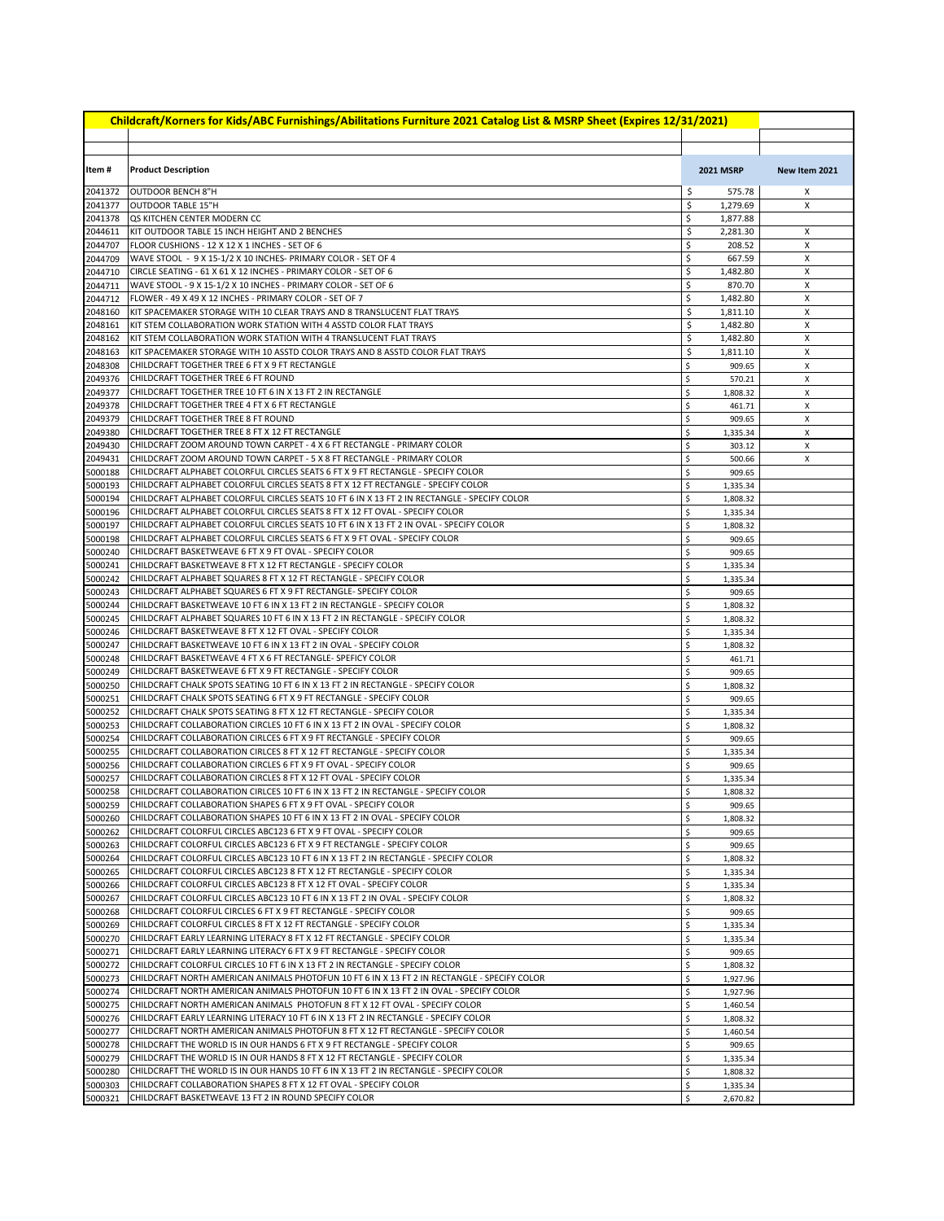| Childcraft/Korners for Kids/ABC Furnishings/Abilitations Furniture 2021 Catalog List & MSRP Sheet (Expires 12/31/2021) | | | |
|---|---|---|---|
| Item # | Product Description | 2021 MSRP | New Item 2021 |
| 2041372 | OUTDOOR BENCH 8"H | $ 575.78 | X |
| 2041377 | OUTDOOR TABLE 15"H | $ 1,279.69 | X |
| 2041378 | QS KITCHEN CENTER MODERN CC | $ 1,877.88 | |
| 2044611 | KIT OUTDOOR TABLE 15 INCH HEIGHT AND 2 BENCHES | $ 2,281.30 | X |
| 2044707 | FLOOR CUSHIONS - 12 X 12 X 1 INCHES - SET OF 6 | $ 208.52 | X |
| 2044709 | WAVE STOOL - 9 X 15-1/2 X 10 INCHES- PRIMARY COLOR - SET OF 4 | $ 667.59 | X |
| 2044710 | CIRCLE SEATING - 61 X 61 X 12 INCHES - PRIMARY COLOR - SET OF 6 | $ 1,482.80 | X |
| 2044711 | WAVE STOOL - 9 X 15-1/2 X 10 INCHES - PRIMARY COLOR - SET OF 6 | $ 870.70 | X |
| 2044712 | FLOWER - 49 X 49 X 12 INCHES - PRIMARY COLOR - SET OF 7 | $ 1,482.80 | X |
| 2048160 | KIT SPACEMAKER STORAGE WITH 10 CLEAR TRAYS AND 8 TRANSLUCENT FLAT TRAYS | $ 1,811.10 | X |
| 2048161 | KIT STEM COLLABORATION WORK STATION WITH 4 ASSTD COLOR FLAT TRAYS | $ 1,482.80 | X |
| 2048162 | KIT STEM COLLABORATION WORK STATION WITH 4 TRANSLUCENT FLAT TRAYS | $ 1,482.80 | X |
| 2048163 | KIT SPACEMAKER STORAGE WITH 10 ASSTD COLOR TRAYS AND 8 ASSTD COLOR FLAT TRAYS | $ 1,811.10 | X |
| 2048308 | CHILDCRAFT TOGETHER TREE 6 FT X 9 FT RECTANGLE | $ 909.65 | X |
| 2049376 | CHILDCRAFT TOGETHER TREE 6 FT ROUND | $ 570.21 | X |
| 2049377 | CHILDCRAFT TOGETHER TREE 10 FT 6 IN X 13 FT 2 IN RECTANGLE | $ 1,808.32 | X |
| 2049378 | CHILDCRAFT TOGETHER TREE 4 FT X 6 FT RECTANGLE | $ 461.71 | X |
| 2049379 | CHILDCRAFT TOGETHER TREE 8 FT ROUND | $ 909.65 | X |
| 2049380 | CHILDCRAFT TOGETHER TREE 8 FT X 12 FT RECTANGLE | $ 1,335.34 | X |
| 2049430 | CHILDCRAFT ZOOM AROUND TOWN CARPET - 4 X 6 FT RECTANGLE - PRIMARY COLOR | $ 303.12 | X |
| 2049431 | CHILDCRAFT ZOOM AROUND TOWN CARPET - 5 X 8 FT RECTANGLE - PRIMARY COLOR | $ 500.66 | X |
| 5000188 | CHILDCRAFT ALPHABET COLORFUL CIRCLES SEATS 6 FT X 9 FT RECTANGLE - SPECIFY COLOR | $ 909.65 | |
| 5000193 | CHILDCRAFT ALPHABET COLORFUL CIRCLES SEATS 8 FT X 12 FT RECTANGLE - SPECIFY COLOR | $ 1,335.34 | |
| 5000194 | CHILDCRAFT ALPHABET COLORFUL CIRCLES SEATS 10 FT 6 IN X 13 FT 2 IN RECTANGLE - SPECIFY COLOR | $ 1,808.32 | |
| 5000196 | CHILDCRAFT ALPHABET COLORFUL CIRCLES SEATS 8 FT X 12 FT OVAL - SPECIFY COLOR | $ 1,335.34 | |
| 5000197 | CHILDCRAFT ALPHABET COLORFUL CIRCLES SEATS 10 FT 6 IN X 13 FT 2 IN OVAL - SPECIFY COLOR | $ 1,808.32 | |
| 5000198 | CHILDCRAFT ALPHABET COLORFUL CIRCLES SEATS 6 FT X 9 FT OVAL - SPECIFY COLOR | $ 909.65 | |
| 5000240 | CHILDCRAFT BASKETWEAVE 6 FT X 9 FT OVAL - SPECIFY COLOR | $ 909.65 | |
| 5000241 | CHILDCRAFT BASKETWEAVE 8 FT X 12 FT RECTANGLE - SPECIFY COLOR | $ 1,335.34 | |
| 5000242 | CHILDCRAFT ALPHABET SQUARES 8 FT X 12 FT RECTANGLE - SPECIFY COLOR | $ 1,335.34 | |
| 5000243 | CHILDCRAFT ALPHABET SQUARES 6 FT X 9 FT RECTANGLE- SPECIFY COLOR | $ 909.65 | |
| 5000244 | CHILDCRAFT BASKETWEAVE 10 FT 6 IN X 13 FT 2 IN RECTANGLE - SPECIFY COLOR | $ 1,808.32 | |
| 5000245 | CHILDCRAFT ALPHABET SQUARES 10 FT 6 IN X 13 FT 2 IN RECTANGLE - SPECIFY COLOR | $ 1,808.32 | |
| 5000246 | CHILDCRAFT BASKETWEAVE 8 FT X 12 FT OVAL - SPECIFY COLOR | $ 1,335.34 | |
| 5000247 | CHILDCRAFT BASKETWEAVE 10 FT 6 IN X 13 FT 2 IN OVAL - SPECIFY COLOR | $ 1,808.32 | |
| 5000248 | CHILDCRAFT BASKETWEAVE 4 FT X 6 FT RECTANGLE- SPEFICY COLOR | $ 461.71 | |
| 5000249 | CHILDCRAFT BASKETWEAVE 6 FT X 9 FT RECTANGLE - SPECIFY COLOR | $ 909.65 | |
| 5000250 | CHILDCRAFT CHALK SPOTS SEATING 10 FT 6 IN X 13 FT 2 IN RECTANGLE - SPECIFY COLOR | $ 1,808.32 | |
| 5000251 | CHILDCRAFT CHALK SPOTS SEATING 6 FT X 9 FT RECTANGLE - SPECIFY COLOR | $ 909.65 | |
| 5000252 | CHILDCRAFT CHALK SPOTS SEATING 8 FT X 12 FT RECTANGLE - SPECIFY COLOR | $ 1,335.34 | |
| 5000253 | CHILDCRAFT COLLABORATION CIRCLES 10 FT 6 IN X 13 FT 2 IN OVAL - SPECIFY COLOR | $ 1,808.32 | |
| 5000254 | CHILDCRAFT COLLABORATION CIRLCES 6 FT X 9 FT RECTANGLE - SPECIFY COLOR | $ 909.65 | |
| 5000255 | CHILDCRAFT COLLABORATION CIRLCES 8 FT X 12 FT RECTANGLE - SPECIFY COLOR | $ 1,335.34 | |
| 5000256 | CHILDCRAFT COLLABORATION CIRCLES 6 FT X 9 FT OVAL - SPECIFY COLOR | $ 909.65 | |
| 5000257 | CHILDCRAFT COLLABORATION CIRCLES 8 FT X 12 FT OVAL - SPECIFY COLOR | $ 1,335.34 | |
| 5000258 | CHILDCRAFT COLLABORATION CIRLCES 10 FT 6 IN X 13 FT 2 IN RECTANGLE - SPECIFY COLOR | $ 1,808.32 | |
| 5000259 | CHILDCRAFT COLLABORATION SHAPES 6 FT X 9 FT OVAL - SPECIFY COLOR | $ 909.65 | |
| 5000260 | CHILDCRAFT COLLABORATION SHAPES 10 FT 6 IN X 13 FT 2 IN OVAL - SPECIFY COLOR | $ 1,808.32 | |
| 5000262 | CHILDCRAFT COLORFUL CIRCLES ABC123 6 FT X 9 FT OVAL - SPECIFY COLOR | $ 909.65 | |
| 5000263 | CHILDCRAFT COLORFUL CIRCLES ABC123 6 FT X 9 FT RECTANGLE - SPECIFY COLOR | $ 909.65 | |
| 5000264 | CHILDCRAFT COLORFUL CIRCLES ABC123 10 FT 6 IN X 13 FT 2 IN RECTANGLE - SPECIFY COLOR | $ 1,808.32 | |
| 5000265 | CHILDCRAFT COLORFUL CIRCLES ABC123 8 FT X 12 FT RECTANGLE - SPECIFY COLOR | $ 1,335.34 | |
| 5000266 | CHILDCRAFT COLORFUL CIRCLES ABC123 8 FT X 12 FT OVAL - SPECIFY COLOR | $ 1,335.34 | |
| 5000267 | CHILDCRAFT COLORFUL CIRCLES ABC123 10 FT 6 IN X 13 FT 2 IN OVAL - SPECIFY COLOR | $ 1,808.32 | |
| 5000268 | CHILDCRAFT COLORFUL CIRCLES 6 FT X 9 FT RECTANGLE - SPECIFY COLOR | $ 909.65 | |
| 5000269 | CHILDCRAFT COLORFUL CIRCLES 8 FT X 12 FT RECTANGLE - SPECIFY COLOR | $ 1,335.34 | |
| 5000270 | CHILDCRAFT EARLY LEARNING LITERACY 8 FT X 12 FT RECTANGLE - SPECIFY COLOR | $ 1,335.34 | |
| 5000271 | CHILDCRAFT EARLY LEARNING LITERACY 6 FT X 9 FT RECTANGLE - SPECIFY COLOR | $ 909.65 | |
| 5000272 | CHILDCRAFT COLORFUL CIRCLES 10 FT 6 IN X 13 FT 2 IN RECTANGLE - SPECIFY COLOR | $ 1,808.32 | |
| 5000273 | CHILDCRAFT NORTH AMERICAN ANIMALS PHOTOFUN 10 FT 6 IN X 13 FT 2 IN RECTANGLE - SPECIFY COLOR | $ 1,927.96 | |
| 5000274 | CHILDCRAFT NORTH AMERICAN ANIMALS PHOTOFUN 10 FT 6 IN X 13 FT 2 IN OVAL - SPECIFY COLOR | $ 1,927.96 | |
| 5000275 | CHILDCRAFT NORTH AMERICAN ANIMALS PHOTOFUN 8 FT X 12 FT OVAL - SPECIFY COLOR | $ 1,460.54 | |
| 5000276 | CHILDCRAFT EARLY LEARNING LITERACY 10 FT 6 IN X 13 FT 2 IN RECTANGLE - SPECIFY COLOR | $ 1,808.32 | |
| 5000277 | CHILDCRAFT NORTH AMERICAN ANIMALS PHOTOFUN 8 FT X 12 FT RECTANGLE - SPECIFY COLOR | $ 1,460.54 | |
| 5000278 | CHILDCRAFT THE WORLD IS IN OUR HANDS 6 FT X 9 FT RECTANGLE - SPECIFY COLOR | $ 909.65 | |
| 5000279 | CHILDCRAFT THE WORLD IS IN OUR HANDS 8 FT X 12 FT RECTANGLE - SPECIFY COLOR | $ 1,335.34 | |
| 5000280 | CHILDCRAFT THE WORLD IS IN OUR HANDS 10 FT 6 IN X 13 FT 2 IN RECTANGLE - SPECIFY COLOR | $ 1,808.32 | |
| 5000303 | CHILDCRAFT COLLABORATION SHAPES 8 FT X 12 FT OVAL - SPECIFY COLOR | $ 1,335.34 | |
| 5000321 | CHILDCRAFT BASKETWEAVE 13 FT 2 IN ROUND SPECIFY COLOR | $ 2,670.82 | |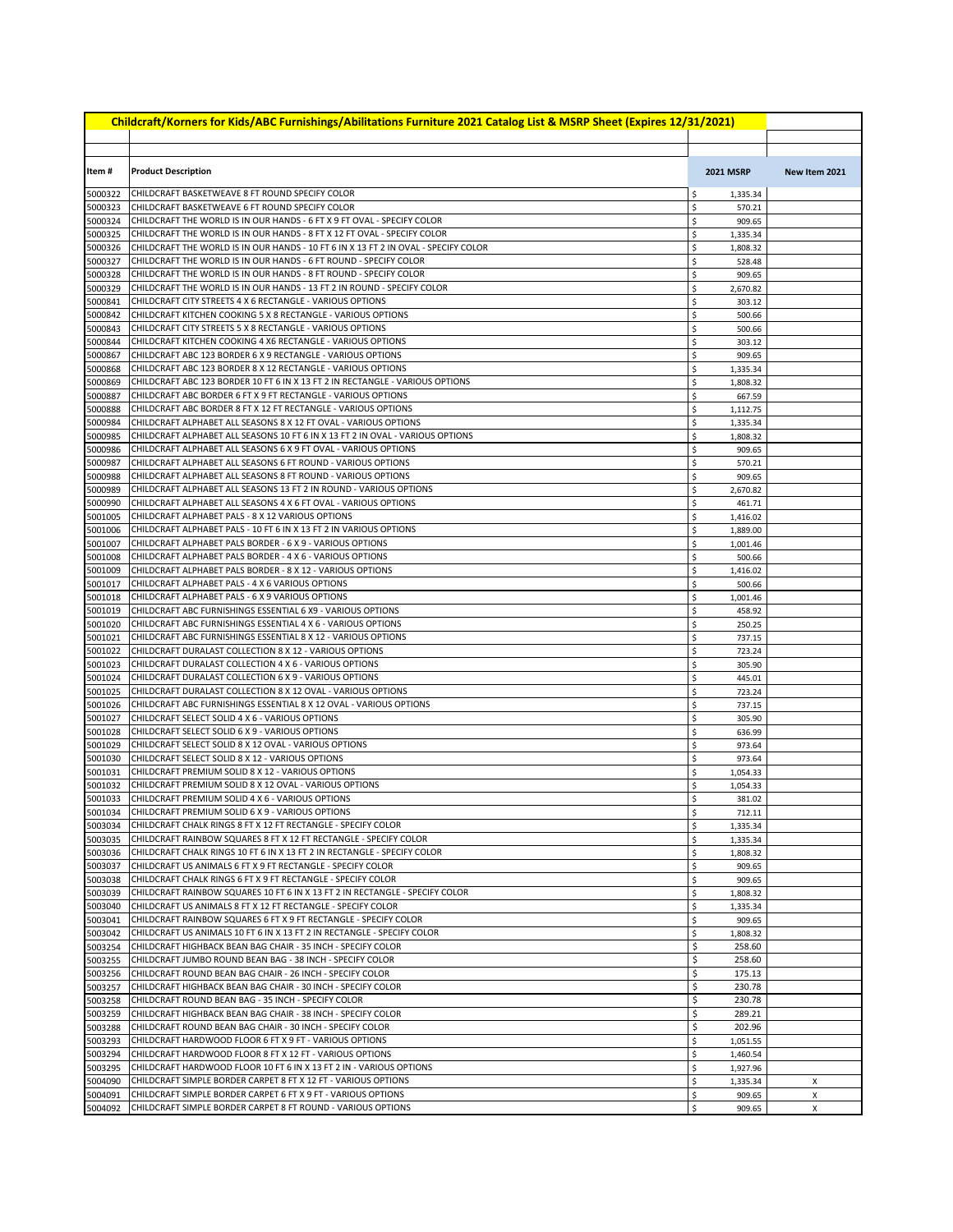# Childcraft/Korners for Kids/ABC Furnishings/Abilitations Furniture 2021 Catalog List & MSRP Sheet (Expires 12/31/2021)

| Item # | Product Description | 2021 MSRP | New Item 2021 |
|---|---|---|---|
| 5000322 | CHILDCRAFT BASKETWEAVE 8 FT ROUND SPECIFY COLOR | $ 1,335.34 | |
| 5000323 | CHILDCRAFT BASKETWEAVE 6 FT ROUND SPECIFY COLOR | $ 570.21 | |
| 5000324 | CHILDCRAFT THE WORLD IS IN OUR HANDS - 6 FT X 9 FT OVAL - SPECIFY COLOR | $ 909.65 | |
| 5000325 | CHILDCRAFT THE WORLD IS IN OUR HANDS - 8 FT X 12 FT OVAL - SPECIFY COLOR | $ 1,335.34 | |
| 5000326 | CHILDCRAFT THE WORLD IS IN OUR HANDS - 10 FT 6 IN X 13 FT 2 IN OVAL - SPECIFY COLOR | $ 1,808.32 | |
| 5000327 | CHILDCRAFT THE WORLD IS IN OUR HANDS - 6 FT ROUND - SPECIFY COLOR | $ 528.48 | |
| 5000328 | CHILDCRAFT THE WORLD IS IN OUR HANDS - 8 FT ROUND - SPECIFY COLOR | $ 909.65 | |
| 5000329 | CHILDCRAFT THE WORLD IS IN OUR HANDS - 13 FT 2 IN ROUND - SPECIFY COLOR | $ 2,670.82 | |
| 5000841 | CHILDCRAFT CITY STREETS 4 X 6 RECTANGLE - VARIOUS OPTIONS | $ 303.12 | |
| 5000842 | CHILDCRAFT KITCHEN COOKING 5 X 8 RECTANGLE - VARIOUS OPTIONS | $ 500.66 | |
| 5000843 | CHILDCRAFT CITY STREETS 5 X 8 RECTANGLE - VARIOUS OPTIONS | $ 500.66 | |
| 5000844 | CHILDCRAFT KITCHEN COOKING 4 X6 RECTANGLE - VARIOUS OPTIONS | $ 303.12 | |
| 5000867 | CHILDCRAFT ABC 123 BORDER 6 X 9 RECTANGLE - VARIOUS OPTIONS | $ 909.65 | |
| 5000868 | CHILDCRAFT ABC 123 BORDER 8 X 12 RECTANGLE - VARIOUS OPTIONS | $ 1,335.34 | |
| 5000869 | CHILDCRAFT ABC 123 BORDER 10 FT 6 IN X 13 FT 2 IN RECTANGLE - VARIOUS OPTIONS | $ 1,808.32 | |
| 5000887 | CHILDCRAFT ABC BORDER 6 FT X 9 FT RECTANGLE - VARIOUS OPTIONS | $ 667.59 | |
| 5000888 | CHILDCRAFT ABC BORDER 8 FT X 12 FT RECTANGLE - VARIOUS OPTIONS | $ 1,112.75 | |
| 5000984 | CHILDCRAFT ALPHABET ALL SEASONS 8 X 12 FT OVAL - VARIOUS OPTIONS | $ 1,335.34 | |
| 5000985 | CHILDCRAFT ALPHABET ALL SEASONS 10 FT 6 IN X 13 FT 2 IN OVAL - VARIOUS OPTIONS | $ 1,808.32 | |
| 5000986 | CHILDCRAFT ALPHABET ALL SEASONS 6 X 9 FT OVAL - VARIOUS OPTIONS | $ 909.65 | |
| 5000987 | CHILDCRAFT ALPHABET ALL SEASONS 6 FT ROUND - VARIOUS OPTIONS | $ 570.21 | |
| 5000988 | CHILDCRAFT ALPHABET ALL SEASONS 8 FT ROUND - VARIOUS OPTIONS | $ 909.65 | |
| 5000989 | CHILDCRAFT ALPHABET ALL SEASONS 13 FT 2 IN ROUND - VARIOUS OPTIONS | $ 2,670.82 | |
| 5000990 | CHILDCRAFT ALPHABET ALL SEASONS 4 X 6 FT OVAL - VARIOUS OPTIONS | $ 461.71 | |
| 5001005 | CHILDCRAFT ALPHABET PALS - 8 X 12 VARIOUS OPTIONS | $ 1,416.02 | |
| 5001006 | CHILDCRAFT ALPHABET PALS - 10 FT 6 IN X 13 FT 2 IN VARIOUS OPTIONS | $ 1,889.00 | |
| 5001007 | CHILDCRAFT ALPHABET PALS BORDER - 6 X 9 - VARIOUS OPTIONS | $ 1,001.46 | |
| 5001008 | CHILDCRAFT ALPHABET PALS BORDER - 4 X 6 - VARIOUS OPTIONS | $ 500.66 | |
| 5001009 | CHILDCRAFT ALPHABET PALS BORDER - 8 X 12 - VARIOUS OPTIONS | $ 1,416.02 | |
| 5001017 | CHILDCRAFT ALPHABET PALS - 4 X 6 VARIOUS OPTIONS | $ 500.66 | |
| 5001018 | CHILDCRAFT ALPHABET PALS - 6 X 9 VARIOUS OPTIONS | $ 1,001.46 | |
| 5001019 | CHILDCRAFT ABC FURNISHINGS ESSENTIAL 6 X9 - VARIOUS OPTIONS | $ 458.92 | |
| 5001020 | CHILDCRAFT ABC FURNISHINGS ESSENTIAL 4 X 6 - VARIOUS OPTIONS | $ 250.25 | |
| 5001021 | CHILDCRAFT ABC FURNISHINGS ESSENTIAL 8 X 12 - VARIOUS OPTIONS | $ 737.15 | |
| 5001022 | CHILDCRAFT DURALAST COLLECTION 8 X 12 - VARIOUS OPTIONS | $ 723.24 | |
| 5001023 | CHILDCRAFT DURALAST COLLECTION 4 X 6 - VARIOUS OPTIONS | $ 305.90 | |
| 5001024 | CHILDCRAFT DURALAST COLLECTION 6 X 9 - VARIOUS OPTIONS | $ 445.01 | |
| 5001025 | CHILDCRAFT DURALAST COLLECTION 8 X 12 OVAL - VARIOUS OPTIONS | $ 723.24 | |
| 5001026 | CHILDCRAFT ABC FURNISHINGS ESSENTIAL 8 X 12 OVAL - VARIOUS OPTIONS | $ 737.15 | |
| 5001027 | CHILDCRAFT SELECT SOLID 4 X 6 - VARIOUS OPTIONS | $ 305.90 | |
| 5001028 | CHILDCRAFT SELECT SOLID 6 X 9 - VARIOUS OPTIONS | $ 636.99 | |
| 5001029 | CHILDCRAFT SELECT SOLID 8 X 12 OVAL - VARIOUS OPTIONS | $ 973.64 | |
| 5001030 | CHILDCRAFT SELECT SOLID 8 X 12 - VARIOUS OPTIONS | $ 973.64 | |
| 5001031 | CHILDCRAFT PREMIUM SOLID 8 X 12 - VARIOUS OPTIONS | $ 1,054.33 | |
| 5001032 | CHILDCRAFT PREMIUM SOLID 8 X 12 OVAL - VARIOUS OPTIONS | $ 1,054.33 | |
| 5001033 | CHILDCRAFT PREMIUM SOLID 4 X 6 - VARIOUS OPTIONS | $ 381.02 | |
| 5001034 | CHILDCRAFT PREMIUM SOLID 6 X 9 - VARIOUS OPTIONS | $ 712.11 | |
| 5003034 | CHILDCRAFT CHALK RINGS 8 FT X 12 FT RECTANGLE - SPECIFY COLOR | $ 1,335.34 | |
| 5003035 | CHILDCRAFT RAINBOW SQUARES 8 FT X 12 FT RECTANGLE - SPECIFY COLOR | $ 1,335.34 | |
| 5003036 | CHILDCRAFT CHALK RINGS 10 FT 6 IN X 13 FT 2 IN RECTANGLE - SPECIFY COLOR | $ 1,808.32 | |
| 5003037 | CHILDCRAFT US ANIMALS 6 FT X 9 FT RECTANGLE - SPECIFY COLOR | $ 909.65 | |
| 5003038 | CHILDCRAFT CHALK RINGS 6 FT X 9 FT RECTANGLE - SPECIFY COLOR | $ 909.65 | |
| 5003039 | CHILDCRAFT RAINBOW SQUARES 10 FT 6 IN X 13 FT 2 IN RECTANGLE - SPECIFY COLOR | $ 1,808.32 | |
| 5003040 | CHILDCRAFT US ANIMALS 8 FT X 12 FT RECTANGLE - SPECIFY COLOR | $ 1,335.34 | |
| 5003041 | CHILDCRAFT RAINBOW SQUARES 6 FT X 9 FT RECTANGLE - SPECIFY COLOR | $ 909.65 | |
| 5003042 | CHILDCRAFT US ANIMALS 10 FT 6 IN X 13 FT 2 IN RECTANGLE - SPECIFY COLOR | $ 1,808.32 | |
| 5003254 | CHILDCRAFT HIGHBACK BEAN BAG CHAIR - 35 INCH - SPECIFY COLOR | $ 258.60 | |
| 5003255 | CHILDCRAFT JUMBO ROUND BEAN BAG - 38 INCH - SPECIFY COLOR | $ 258.60 | |
| 5003256 | CHILDCRAFT ROUND BEAN BAG CHAIR - 26 INCH - SPECIFY COLOR | $ 175.13 | |
| 5003257 | CHILDCRAFT HIGHBACK BEAN BAG CHAIR - 30 INCH - SPECIFY COLOR | $ 230.78 | |
| 5003258 | CHILDCRAFT ROUND BEAN BAG - 35 INCH - SPECIFY COLOR | $ 230.78 | |
| 5003259 | CHILDCRAFT HIGHBACK BEAN BAG CHAIR - 38 INCH - SPECIFY COLOR | $ 289.21 | |
| 5003288 | CHILDCRAFT ROUND BEAN BAG CHAIR - 30 INCH - SPECIFY COLOR | $ 202.96 | |
| 5003293 | CHILDCRAFT HARDWOOD FLOOR 6 FT X 9 FT - VARIOUS OPTIONS | $ 1,051.55 | |
| 5003294 | CHILDCRAFT HARDWOOD FLOOR 8 FT X 12 FT - VARIOUS OPTIONS | $ 1,460.54 | |
| 5003295 | CHILDCRAFT HARDWOOD FLOOR 10 FT 6 IN X 13 FT 2 IN - VARIOUS OPTIONS | $ 1,927.96 | |
| 5004090 | CHILDCRAFT SIMPLE BORDER CARPET 8 FT X 12 FT - VARIOUS OPTIONS | $ 1,335.34 | X |
| 5004091 | CHILDCRAFT SIMPLE BORDER CARPET 6 FT X 9 FT - VARIOUS OPTIONS | $ 909.65 | X |
| 5004092 | CHILDCRAFT SIMPLE BORDER CARPET 8 FT ROUND - VARIOUS OPTIONS | $ 909.65 | X |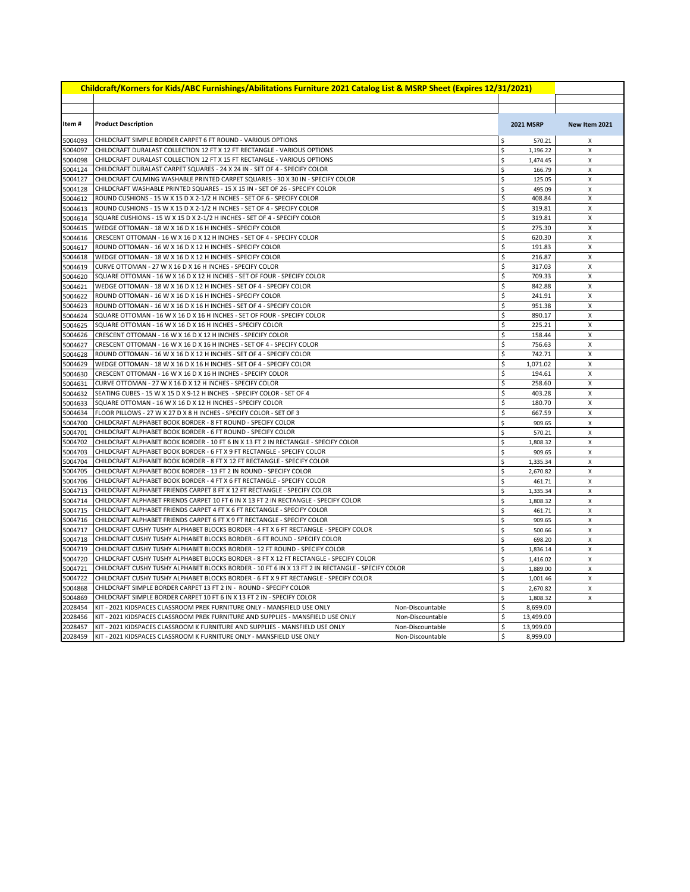| Childcraft/Korners for Kids/ABC Furnishings/Abilitations Furniture 2021 Catalog List & MSRP Sheet (Expires 12/31/2021) | | | |
|---|---|---|---|
| **Item #** | **Product Description** | **2021 MSRP** | **New Item 2021** |
| 5004093 | CHILDCRAFT SIMPLE BORDER CARPET 6 FT ROUND - VARIOUS OPTIONS | $ 570.21 | X |
| 5004097 | CHILDCRAFT DURALAST COLLECTION 12 FT X 12 FT RECTANGLE - VARIOUS OPTIONS | $ 1,196.22 | X |
| 5004098 | CHILDCRAFT DURALAST COLLECTION 12 FT X 15 FT RECTANGLE - VARIOUS OPTIONS | $ 1,474.45 | X |
| 5004124 | CHILDCRAFT DURALAST CARPET SQUARES - 24 X 24 IN - SET OF 4 - SPECIFY COLOR | $ 166.79 | X |
| 5004127 | CHILDCRAFT CALMING WASHABLE PRINTED CARPET SQUARES - 30 X 30 IN - SPECIFY COLOR | $ 125.05 | X |
| 5004128 | CHILDCRAFT WASHABLE PRINTED SQUARES - 15 X 15 IN - SET OF 26 - SPECIFY COLOR | $ 495.09 | X |
| 5004612 | ROUND CUSHIONS - 15 W X 15 D X 2-1/2 H INCHES - SET OF 6 - SPECIFY COLOR | $ 408.84 | X |
| 5004613 | ROUND CUSHIONS - 15 W X 15 D X 2-1/2 H INCHES - SET OF 4 - SPECIFY COLOR | $ 319.81 | X |
| 5004614 | SQUARE CUSHIONS - 15 W X 15 D X 2-1/2 H INCHES - SET OF 4 - SPECIFY COLOR | $ 319.81 | X |
| 5004615 | WEDGE OTTOMAN - 18 W X 16 D X 16 H INCHES - SPECIFY COLOR | $ 275.30 | X |
| 5004616 | CRESCENT OTTOMAN - 16 W X 16 D X 12 H INCHES - SET OF 4 - SPECIFY COLOR | $ 620.30 | X |
| 5004617 | ROUND OTTOMAN - 16 W X 16 D X 12 H INCHES - SPECIFY COLOR | $ 191.83 | X |
| 5004618 | WEDGE OTTOMAN - 18 W X 16 D X 12 H INCHES - SPECIFY COLOR | $ 216.87 | X |
| 5004619 | CURVE OTTOMAN - 27 W X 16 D X 16 H INCHES - SPECIFY COLOR | $ 317.03 | X |
| 5004620 | SQUARE OTTOMAN - 16 W X 16 D X 12 H INCHES - SET OF FOUR - SPECIFY COLOR | $ 709.33 | X |
| 5004621 | WEDGE OTTOMAN - 18 W X 16 D X 12 H INCHES - SET OF 4 - SPECIFY COLOR | $ 842.88 | X |
| 5004622 | ROUND OTTOMAN - 16 W X 16 D X 16 H INCHES - SPECIFY COLOR | $ 241.91 | X |
| 5004623 | ROUND OTTOMAN - 16 W X 16 D X 16 H INCHES - SET OF 4 - SPECIFY COLOR | $ 951.38 | X |
| 5004624 | SQUARE OTTOMAN - 16 W X 16 D X 16 H INCHES - SET OF FOUR - SPECIFY COLOR | $ 890.17 | X |
| 5004625 | SQUARE OTTOMAN - 16 W X 16 D X 16 H INCHES - SPECIFY COLOR | $ 225.21 | X |
| 5004626 | CRESCENT OTTOMAN - 16 W X 16 D X 12 H INCHES - SPECIFY COLOR | $ 158.44 | X |
| 5004627 | CRESCENT OTTOMAN - 16 W X 16 D X 16 H INCHES - SET OF 4 - SPECIFY COLOR | $ 756.63 | X |
| 5004628 | ROUND OTTOMAN - 16 W X 16 D X 12 H INCHES - SET OF 4 - SPECIFY COLOR | $ 742.71 | X |
| 5004629 | WEDGE OTTOMAN - 18 W X 16 D X 16 H INCHES - SET OF 4 - SPECIFY COLOR | $ 1,071.02 | X |
| 5004630 | CRESCENT OTTOMAN - 16 W X 16 D X 16 H INCHES - SPECIFY COLOR | $ 194.61 | X |
| 5004631 | CURVE OTTOMAN - 27 W X 16 D X 12 H INCHES - SPECIFY COLOR | $ 258.60 | X |
| 5004632 | SEATING CUBES - 15 W X 15 D X 9-12 H INCHES - SPECIFY COLOR - SET OF 4 | $ 403.28 | X |
| 5004633 | SQUARE OTTOMAN - 16 W X 16 D X 12 H INCHES - SPECIFY COLOR | $ 180.70 | X |
| 5004634 | FLOOR PILLOWS - 27 W X 27 D X 8 H INCHES - SPECIFY COLOR - SET OF 3 | $ 667.59 | X |
| 5004700 | CHILDCRAFT ALPHABET BOOK BORDER - 8 FT ROUND - SPECIFY COLOR | $ 909.65 | X |
| 5004701 | CHILDCRAFT ALPHABET BOOK BORDER - 6 FT ROUND - SPECIFY COLOR | $ 570.21 | X |
| 5004702 | CHILDCRAFT ALPHABET BOOK BORDER - 10 FT 6 IN X 13 FT 2 IN RECTANGLE - SPECIFY COLOR | $ 1,808.32 | X |
| 5004703 | CHILDCRAFT ALPHABET BOOK BORDER - 6 FT X 9 FT RECTANGLE - SPECIFY COLOR | $ 909.65 | X |
| 5004704 | CHILDCRAFT ALPHABET BOOK BORDER - 8 FT X 12 FT RECTANGLE - SPECIFY COLOR | $ 1,335.34 | X |
| 5004705 | CHILDCRAFT ALPHABET BOOK BORDER - 13 FT 2 IN ROUND - SPECIFY COLOR | $ 2,670.82 | X |
| 5004706 | CHILDCRAFT ALPHABET BOOK BORDER - 4 FT X 6 FT RECTANGLE - SPECIFY COLOR | $ 461.71 | X |
| 5004713 | CHILDCRAFT ALPHABET FRIENDS CARPET 8 FT X 12 FT RECTANGLE - SPECIFY COLOR | $ 1,335.34 | X |
| 5004714 | CHILDCRAFT ALPHABET FRIENDS CARPET 10 FT 6 IN X 13 FT 2 IN RECTANGLE - SPECIFY COLOR | $ 1,808.32 | X |
| 5004715 | CHILDCRAFT ALPHABET FRIENDS CARPET 4 FT X 6 FT RECTANGLE - SPECIFY COLOR | $ 461.71 | X |
| 5004716 | CHILDCRAFT ALPHABET FRIENDS CARPET 6 FT X 9 FT RECTANGLE - SPECIFY COLOR | $ 909.65 | X |
| 5004717 | CHILDCRAFT CUSHY TUSHY ALPHABET BLOCKS BORDER - 4 FT X 6 FT RECTANGLE - SPECIFY COLOR | $ 500.66 | X |
| 5004718 | CHILDCRAFT CUSHY TUSHY ALPHABET BLOCKS BORDER - 6 FT ROUND - SPECIFY COLOR | $ 698.20 | X |
| 5004719 | CHILDCRAFT CUSHY TUSHY ALPHABET BLOCKS BORDER - 12 FT ROUND - SPECIFY COLOR | $ 1,836.14 | X |
| 5004720 | CHILDCRAFT CUSHY TUSHY ALPHABET BLOCKS BORDER - 8 FT X 12 FT RECTANGLE - SPECIFY COLOR | $ 1,416.02 | X |
| 5004721 | CHILDCRAFT CUSHY TUSHY ALPHABET BLOCKS BORDER - 10 FT 6 IN X 13 FT 2 IN RECTANGLE - SPECIFY COLOR | $ 1,889.00 | X |
| 5004722 | CHILDCRAFT CUSHY TUSHY ALPHABET BLOCKS BORDER - 6 FT X 9 FT RECTANGLE - SPECIFY COLOR | $ 1,001.46 | X |
| 5004868 | CHILDCRAFT SIMPLE BORDER CARPET 13 FT 2 IN - ROUND - SPECIFY COLOR | $ 2,670.82 | X |
| 5004869 | CHILDCRAFT SIMPLE BORDER CARPET 10 FT 6 IN X 13 FT 2 IN - SPECIFY COLOR | $ 1,808.32 | X |
| 2028454 | KIT - 2021 KIDSPACES CLASSROOM PREK FURNITURE ONLY - MANSFIELD USE ONLY    Non-Discountable | $ 8,699.00 | |
| 2028456 | KIT - 2021 KIDSPACES CLASSROOM PREK FURNITURE AND SUPPLIES - MANSFIELD USE ONLY    Non-Discountable | $ 13,499.00 | |
| 2028457 | KIT - 2021 KIDSPACES CLASSROOM K FURNITURE AND SUPPLIES - MANSFIELD USE ONLY    Non-Discountable | $ 13,999.00 | |
| 2028459 | KIT - 2021 KIDSPACES CLASSROOM K FURNITURE ONLY - MANSFIELD USE ONLY    Non-Discountable | $ 8,999.00 | |